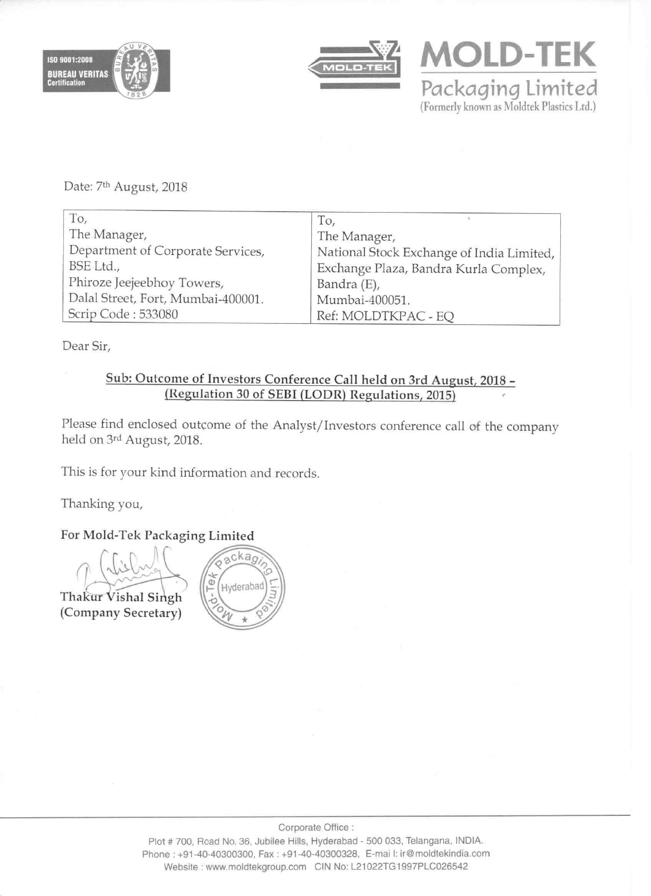ISO 9001:2008
BUREAU VERITAS
Certification

# MOLD-TEK

Packaging Limited
(Formerly known as Moldtek Plastics Ltd.)

Date: 7th August, 2018

| To, | To, |
|---|---|
| The Manager, | The Manager, |
| Department of Corporate Services, | National Stock Exchange of India Limited, |
| BSE Ltd., | Exchange Plaza, Bandra Kurla Complex, |
| Phiroze Jeejeebhoy Towers, | Bandra (E), |
| Dalal Street, Fort, Mumbai-400001. | Mumbai-400051. |
| Scrip Code : 533080 | Ref: MOLDTKPAC - EQ |

Dear Sir,

**Sub: Outcome of Investors Conference Call held on 3rd August, 2018 - (Regulation 30 of SEBI (LODR) Regulations, 2015)**

Please find enclosed outcome of the Analyst/Investors conference call of the company held on 3rd August, 2018.

This is for your kind information and records.

Thanking you,

**For Mold-Tek Packaging Limited**

Thakur Vishal Singh
(Company Secretary)

Corporate Office :
Plot # 700, Road No. 36, Jubilee Hills, Hyderabad - 500 033, Telangana, INDIA.
Phone : +91-40-40300300, Fax : +91-40-40300328, E-mail: ir@moldtekindia.com
Website : www.moldtekgroup.com CIN No: L21022TG1997PLC026542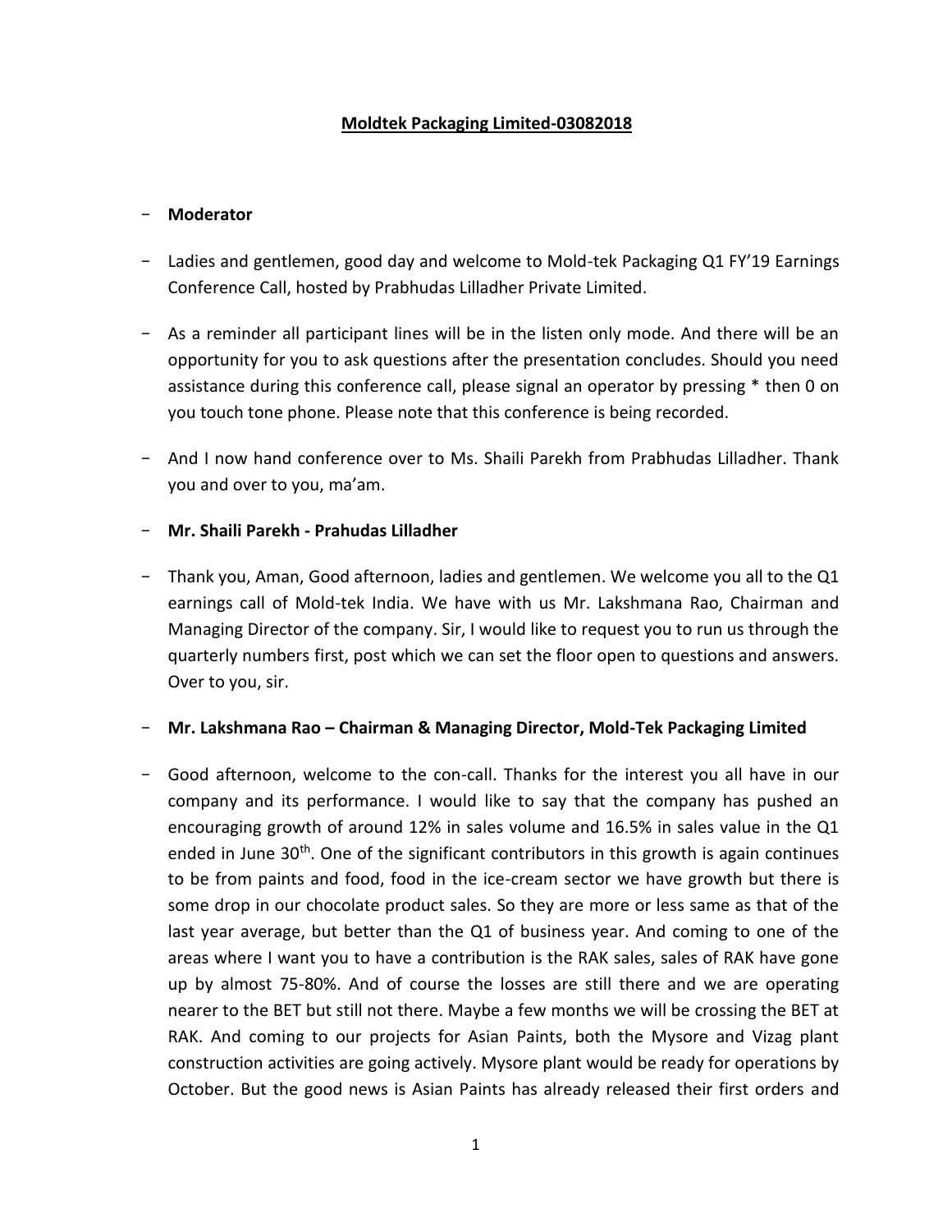**Moldtek Packaging Limited-03082018**

- **Moderator**

- Ladies and gentlemen, good day and welcome to Mold-tek Packaging Q1 FY'19 Earnings Conference Call, hosted by Prabhudas Lilladher Private Limited.

- As a reminder all participant lines will be in the listen only mode. And there will be an opportunity for you to ask questions after the presentation concludes. Should you need assistance during this conference call, please signal an operator by pressing * then 0 on you touch tone phone. Please note that this conference is being recorded.

- And I now hand conference over to Ms. Shaili Parekh from Prabhudas Lilladher. Thank you and over to you, ma'am.

- **Mr. Shaili Parekh - Prahudas Lilladher**

- Thank you, Aman, Good afternoon, ladies and gentlemen. We welcome you all to the Q1 earnings call of Mold-tek India. We have with us Mr. Lakshmana Rao, Chairman and Managing Director of the company. Sir, I would like to request you to run us through the quarterly numbers first, post which we can set the floor open to questions and answers. Over to you, sir.

- **Mr. Lakshmana Rao – Chairman & Managing Director, Mold-Tek Packaging Limited**

- Good afternoon, welcome to the con-call. Thanks for the interest you all have in our company and its performance. I would like to say that the company has pushed an encouraging growth of around 12% in sales volume and 16.5% in sales value in the Q1 ended in June 30th. One of the significant contributors in this growth is again continues to be from paints and food, food in the ice-cream sector we have growth but there is some drop in our chocolate product sales. So they are more or less same as that of the last year average, but better than the Q1 of business year. And coming to one of the areas where I want you to have a contribution is the RAK sales, sales of RAK have gone up by almost 75-80%. And of course the losses are still there and we are operating nearer to the BET but still not there. Maybe a few months we will be crossing the BET at RAK. And coming to our projects for Asian Paints, both the Mysore and Vizag plant construction activities are going actively. Mysore plant would be ready for operations by October. But the good news is Asian Paints has already released their first orders and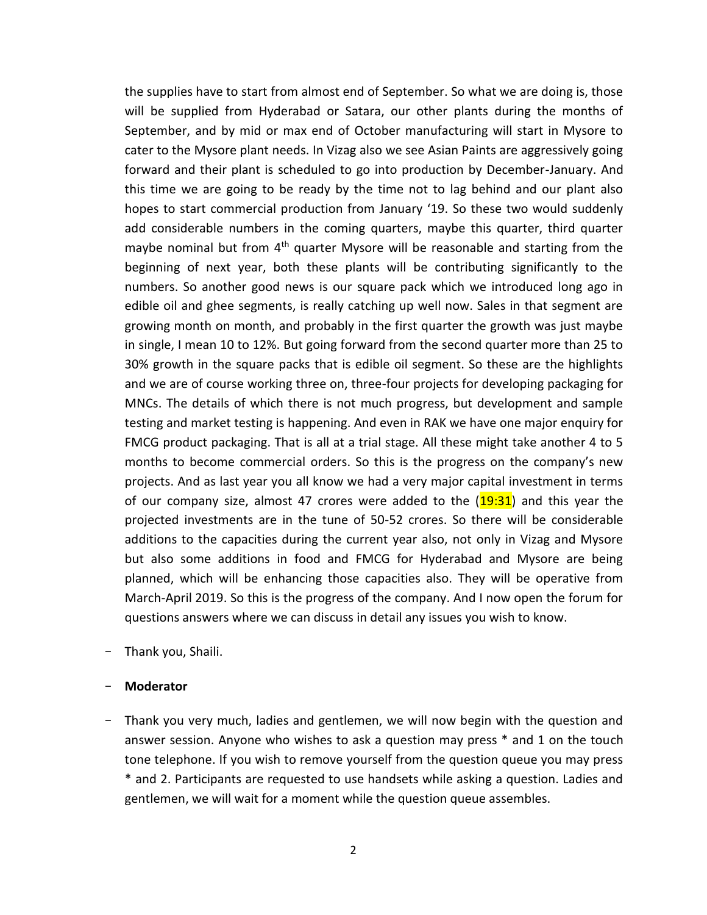the supplies have to start from almost end of September. So what we are doing is, those will be supplied from Hyderabad or Satara, our other plants during the months of September, and by mid or max end of October manufacturing will start in Mysore to cater to the Mysore plant needs. In Vizag also we see Asian Paints are aggressively going forward and their plant is scheduled to go into production by December-January. And this time we are going to be ready by the time not to lag behind and our plant also hopes to start commercial production from January '19. So these two would suddenly add considerable numbers in the coming quarters, maybe this quarter, third quarter maybe nominal but from 4th quarter Mysore will be reasonable and starting from the beginning of next year, both these plants will be contributing significantly to the numbers. So another good news is our square pack which we introduced long ago in edible oil and ghee segments, is really catching up well now. Sales in that segment are growing month on month, and probably in the first quarter the growth was just maybe in single, I mean 10 to 12%. But going forward from the second quarter more than 25 to 30% growth in the square packs that is edible oil segment. So these are the highlights and we are of course working three on, three-four projects for developing packaging for MNCs. The details of which there is not much progress, but development and sample testing and market testing is happening. And even in RAK we have one major enquiry for FMCG product packaging. That is all at a trial stage. All these might take another 4 to 5 months to become commercial orders. So this is the progress on the company's new projects. And as last year you all know we had a very major capital investment in terms of our company size, almost 47 crores were added to the (19:31) and this year the projected investments are in the tune of 50-52 crores. So there will be considerable additions to the capacities during the current year also, not only in Vizag and Mysore but also some additions in food and FMCG for Hyderabad and Mysore are being planned, which will be enhancing those capacities also. They will be operative from March-April 2019. So this is the progress of the company. And I now open the forum for questions answers where we can discuss in detail any issues you wish to know.

- Thank you, Shaili.

- **Moderator**

- Thank you very much, ladies and gentlemen, we will now begin with the question and answer session. Anyone who wishes to ask a question may press * and 1 on the touch tone telephone. If you wish to remove yourself from the question queue you may press * and 2. Participants are requested to use handsets while asking a question. Ladies and gentlemen, we will wait for a moment while the question queue assembles.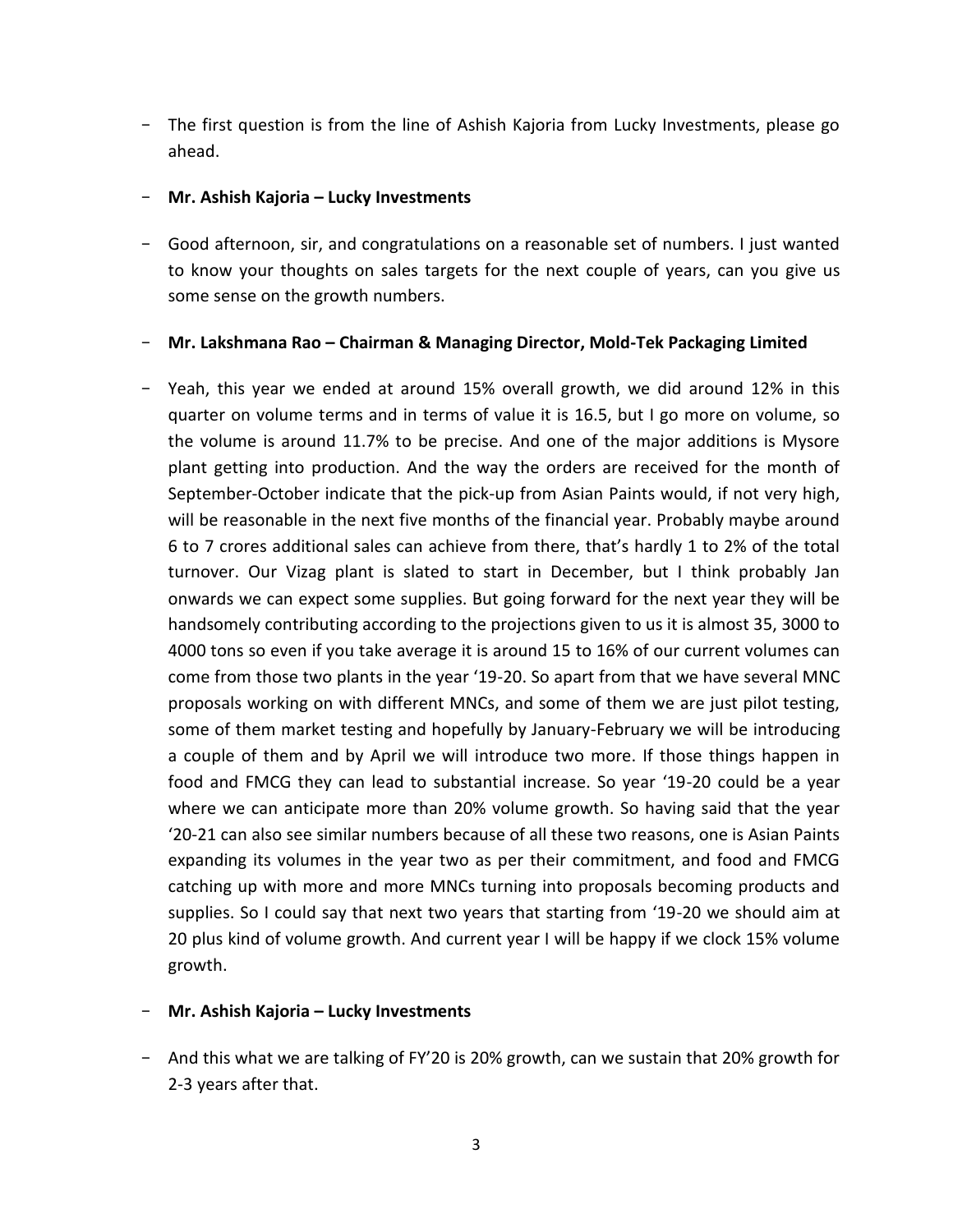- The first question is from the line of Ashish Kajoria from Lucky Investments, please go ahead.

- **Mr. Ashish Kajoria – Lucky Investments**

- Good afternoon, sir, and congratulations on a reasonable set of numbers. I just wanted to know your thoughts on sales targets for the next couple of years, can you give us some sense on the growth numbers.

- **Mr. Lakshmana Rao – Chairman & Managing Director, Mold-Tek Packaging Limited**

- Yeah, this year we ended at around 15% overall growth, we did around 12% in this quarter on volume terms and in terms of value it is 16.5, but I go more on volume, so the volume is around 11.7% to be precise. And one of the major additions is Mysore plant getting into production. And the way the orders are received for the month of September-October indicate that the pick-up from Asian Paints would, if not very high, will be reasonable in the next five months of the financial year. Probably maybe around 6 to 7 crores additional sales can achieve from there, that's hardly 1 to 2% of the total turnover. Our Vizag plant is slated to start in December, but I think probably Jan onwards we can expect some supplies. But going forward for the next year they will be handsomely contributing according to the projections given to us it is almost 35, 3000 to 4000 tons so even if you take average it is around 15 to 16% of our current volumes can come from those two plants in the year '19-20. So apart from that we have several MNC proposals working on with different MNCs, and some of them we are just pilot testing, some of them market testing and hopefully by January-February we will be introducing a couple of them and by April we will introduce two more. If those things happen in food and FMCG they can lead to substantial increase. So year '19-20 could be a year where we can anticipate more than 20% volume growth. So having said that the year '20-21 can also see similar numbers because of all these two reasons, one is Asian Paints expanding its volumes in the year two as per their commitment, and food and FMCG catching up with more and more MNCs turning into proposals becoming products and supplies. So I could say that next two years that starting from '19-20 we should aim at 20 plus kind of volume growth. And current year I will be happy if we clock 15% volume growth.

- **Mr. Ashish Kajoria – Lucky Investments**

- And this what we are talking of FY'20 is 20% growth, can we sustain that 20% growth for 2-3 years after that.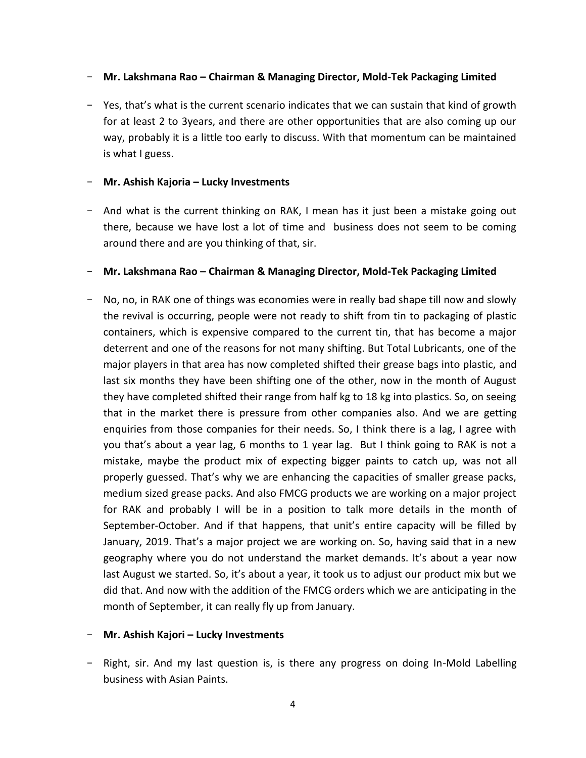- **Mr. Lakshmana Rao – Chairman & Managing Director, Mold-Tek Packaging Limited**

- Yes, that's what is the current scenario indicates that we can sustain that kind of growth for at least 2 to 3years, and there are other opportunities that are also coming up our way, probably it is a little too early to discuss. With that momentum can be maintained is what I guess.

- **Mr. Ashish Kajoria – Lucky Investments**

- And what is the current thinking on RAK, I mean has it just been a mistake going out there, because we have lost a lot of time and business does not seem to be coming around there and are you thinking of that, sir.

- **Mr. Lakshmana Rao – Chairman & Managing Director, Mold-Tek Packaging Limited**

- No, no, in RAK one of things was economies were in really bad shape till now and slowly the revival is occurring, people were not ready to shift from tin to packaging of plastic containers, which is expensive compared to the current tin, that has become a major deterrent and one of the reasons for not many shifting. But Total Lubricants, one of the major players in that area has now completed shifted their grease bags into plastic, and last six months they have been shifting one of the other, now in the month of August they have completed shifted their range from half kg to 18 kg into plastics. So, on seeing that in the market there is pressure from other companies also. And we are getting enquiries from those companies for their needs. So, I think there is a lag, I agree with you that's about a year lag, 6 months to 1 year lag. But I think going to RAK is not a mistake, maybe the product mix of expecting bigger paints to catch up, was not all properly guessed. That's why we are enhancing the capacities of smaller grease packs, medium sized grease packs. And also FMCG products we are working on a major project for RAK and probably I will be in a position to talk more details in the month of September-October. And if that happens, that unit's entire capacity will be filled by January, 2019. That's a major project we are working on. So, having said that in a new geography where you do not understand the market demands. It's about a year now last August we started. So, it's about a year, it took us to adjust our product mix but we did that. And now with the addition of the FMCG orders which we are anticipating in the month of September, it can really fly up from January.

- **Mr. Ashish Kajori – Lucky Investments**

- Right, sir. And my last question is, is there any progress on doing In-Mold Labelling business with Asian Paints.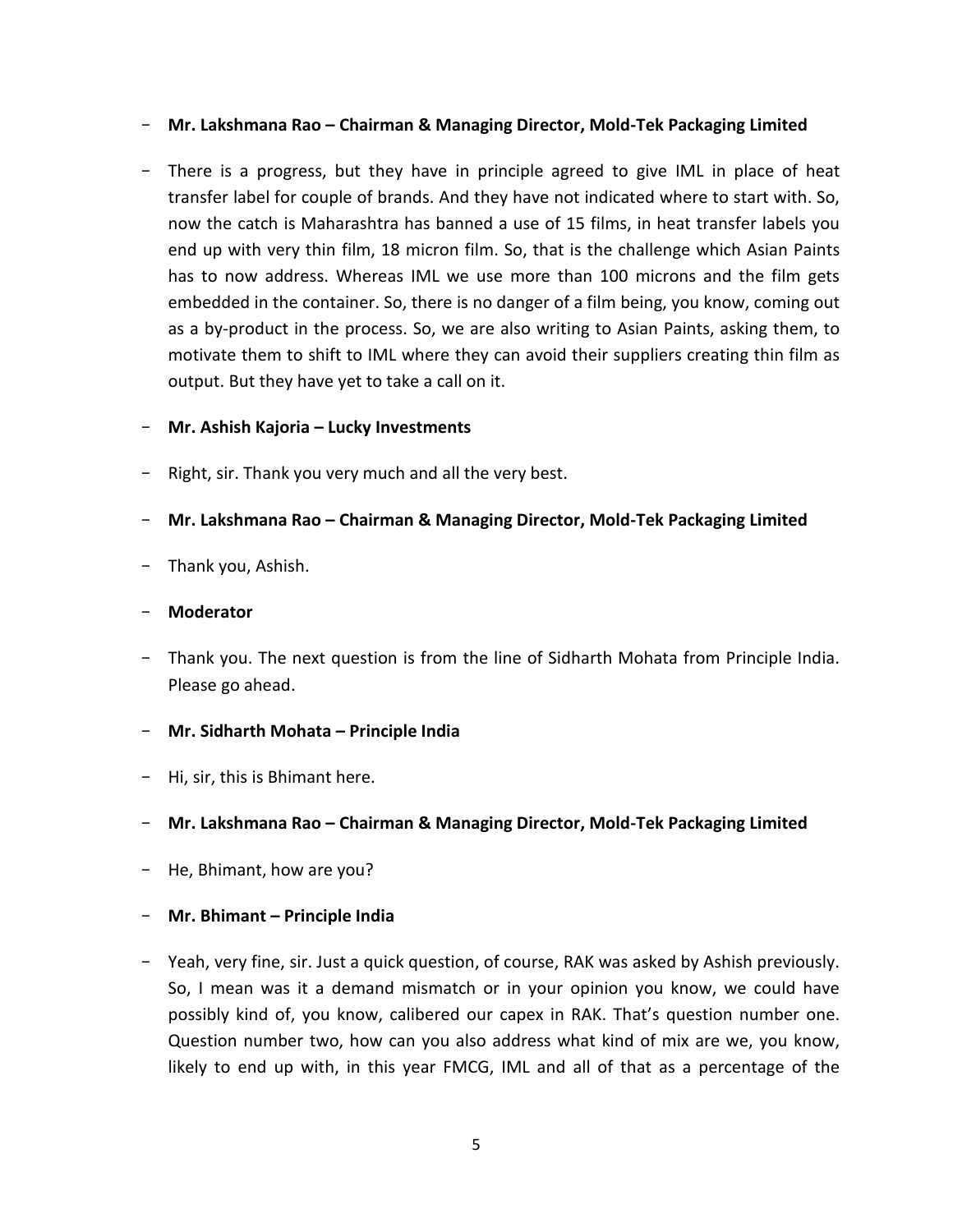- **Mr. Lakshmana Rao – Chairman & Managing Director, Mold-Tek Packaging Limited**

- There is a progress, but they have in principle agreed to give IML in place of heat transfer label for couple of brands. And they have not indicated where to start with. So, now the catch is Maharashtra has banned a use of 15 films, in heat transfer labels you end up with very thin film, 18 micron film. So, that is the challenge which Asian Paints has to now address. Whereas IML we use more than 100 microns and the film gets embedded in the container. So, there is no danger of a film being, you know, coming out as a by-product in the process. So, we are also writing to Asian Paints, asking them, to motivate them to shift to IML where they can avoid their suppliers creating thin film as output. But they have yet to take a call on it.

- **Mr. Ashish Kajoria – Lucky Investments**

- Right, sir. Thank you very much and all the very best.

- **Mr. Lakshmana Rao – Chairman & Managing Director, Mold-Tek Packaging Limited**

- Thank you, Ashish.

- **Moderator**

- Thank you. The next question is from the line of Sidharth Mohata from Principle India. Please go ahead.

- **Mr. Sidharth Mohata – Principle India**

- Hi, sir, this is Bhimant here.

- **Mr. Lakshmana Rao – Chairman & Managing Director, Mold-Tek Packaging Limited**

- He, Bhimant, how are you?

- **Mr. Bhimant – Principle India**

- Yeah, very fine, sir. Just a quick question, of course, RAK was asked by Ashish previously. So, I mean was it a demand mismatch or in your opinion you know, we could have possibly kind of, you know, calibered our capex in RAK. That's question number one. Question number two, how can you also address what kind of mix are we, you know, likely to end up with, in this year FMCG, IML and all of that as a percentage of the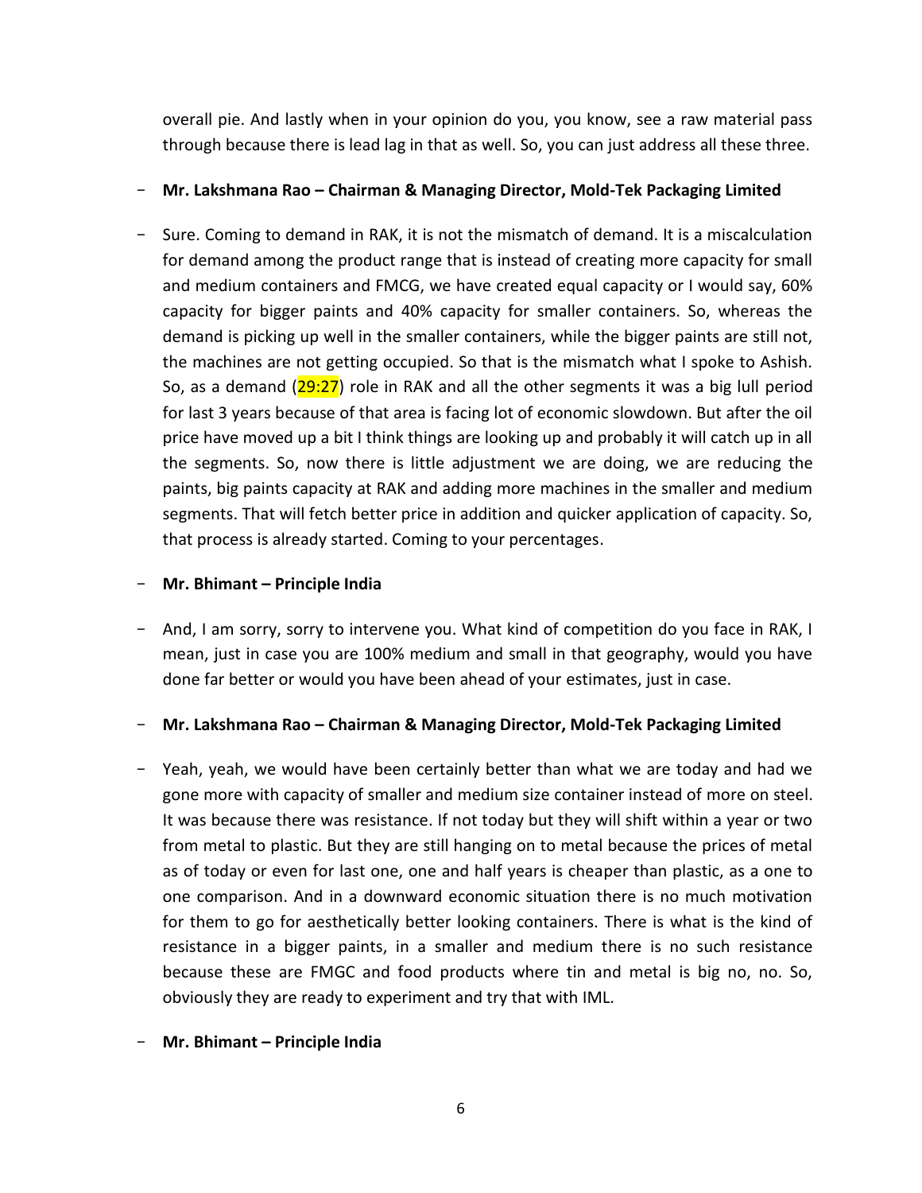overall pie. And lastly when in your opinion do you, you know, see a raw material pass through because there is lead lag in that as well. So, you can just address all these three.

- **Mr. Lakshmana Rao – Chairman & Managing Director, Mold-Tek Packaging Limited**

- Sure. Coming to demand in RAK, it is not the mismatch of demand. It is a miscalculation for demand among the product range that is instead of creating more capacity for small and medium containers and FMCG, we have created equal capacity or I would say, 60% capacity for bigger paints and 40% capacity for smaller containers. So, whereas the demand is picking up well in the smaller containers, while the bigger paints are still not, the machines are not getting occupied. So that is the mismatch what I spoke to Ashish. So, as a demand (29:27) role in RAK and all the other segments it was a big lull period for last 3 years because of that area is facing lot of economic slowdown. But after the oil price have moved up a bit I think things are looking up and probably it will catch up in all the segments. So, now there is little adjustment we are doing, we are reducing the paints, big paints capacity at RAK and adding more machines in the smaller and medium segments. That will fetch better price in addition and quicker application of capacity. So, that process is already started. Coming to your percentages.

- **Mr. Bhimant – Principle India**

- And, I am sorry, sorry to intervene you. What kind of competition do you face in RAK, I mean, just in case you are 100% medium and small in that geography, would you have done far better or would you have been ahead of your estimates, just in case.

- **Mr. Lakshmana Rao – Chairman & Managing Director, Mold-Tek Packaging Limited**

- Yeah, yeah, we would have been certainly better than what we are today and had we gone more with capacity of smaller and medium size container instead of more on steel. It was because there was resistance. If not today but they will shift within a year or two from metal to plastic. But they are still hanging on to metal because the prices of metal as of today or even for last one, one and half years is cheaper than plastic, as a one to one comparison. And in a downward economic situation there is no much motivation for them to go for aesthetically better looking containers. There is what is the kind of resistance in a bigger paints, in a smaller and medium there is no such resistance because these are FMGC and food products where tin and metal is big no, no. So, obviously they are ready to experiment and try that with IML.

- **Mr. Bhimant – Principle India**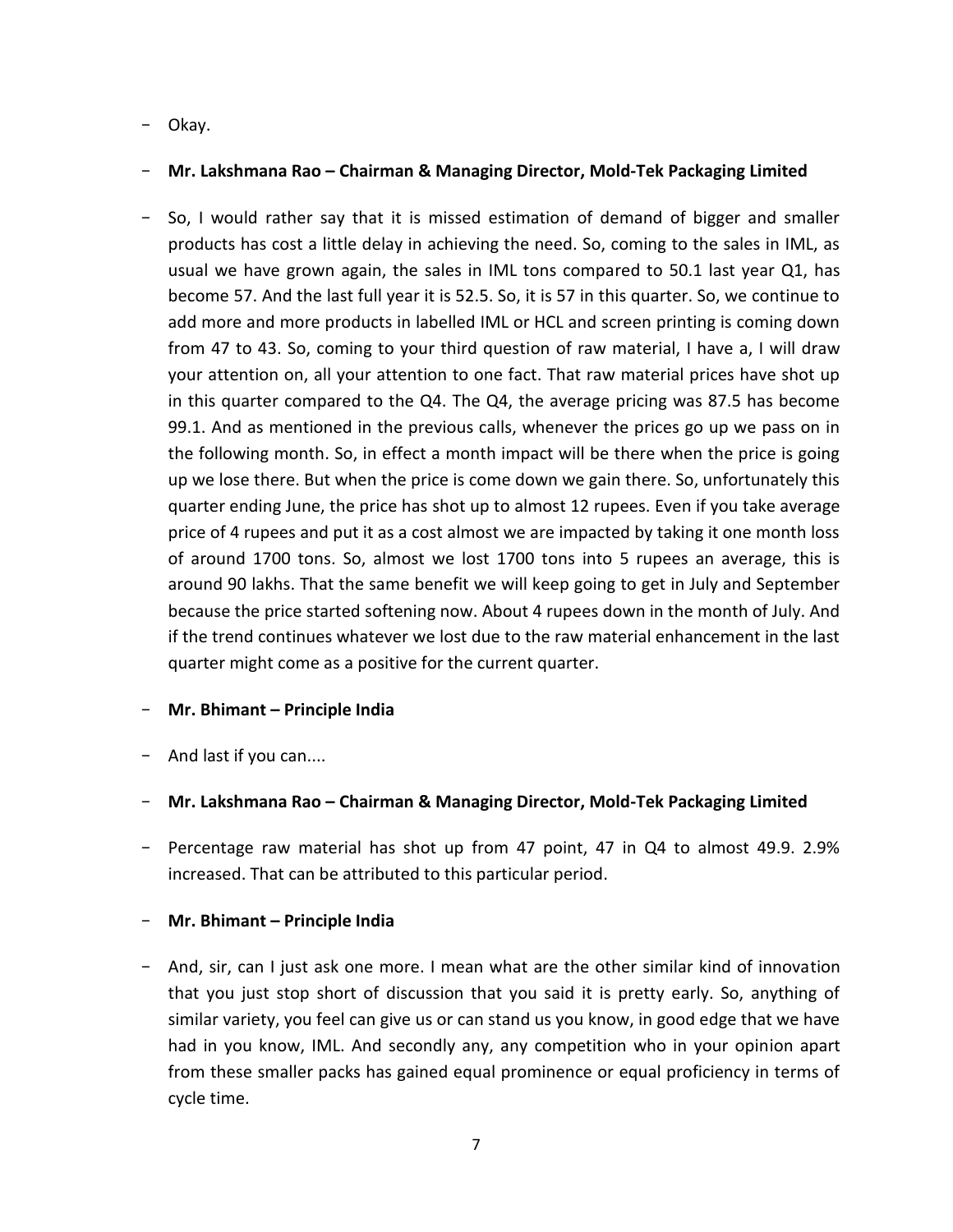- Okay.

- **Mr. Lakshmana Rao – Chairman & Managing Director, Mold-Tek Packaging Limited**

- So, I would rather say that it is missed estimation of demand of bigger and smaller products has cost a little delay in achieving the need. So, coming to the sales in IML, as usual we have grown again, the sales in IML tons compared to 50.1 last year Q1, has become 57. And the last full year it is 52.5. So, it is 57 in this quarter. So, we continue to add more and more products in labelled IML or HCL and screen printing is coming down from 47 to 43. So, coming to your third question of raw material, I have a, I will draw your attention on, all your attention to one fact. That raw material prices have shot up in this quarter compared to the Q4. The Q4, the average pricing was 87.5 has become 99.1. And as mentioned in the previous calls, whenever the prices go up we pass on in the following month. So, in effect a month impact will be there when the price is going up we lose there. But when the price is come down we gain there. So, unfortunately this quarter ending June, the price has shot up to almost 12 rupees. Even if you take average price of 4 rupees and put it as a cost almost we are impacted by taking it one month loss of around 1700 tons. So, almost we lost 1700 tons into 5 rupees an average, this is around 90 lakhs. That the same benefit we will keep going to get in July and September because the price started softening now. About 4 rupees down in the month of July. And if the trend continues whatever we lost due to the raw material enhancement in the last quarter might come as a positive for the current quarter.

- **Mr. Bhimant – Principle India**

- And last if you can....

- **Mr. Lakshmana Rao – Chairman & Managing Director, Mold-Tek Packaging Limited**

- Percentage raw material has shot up from 47 point, 47 in Q4 to almost 49.9. 2.9% increased. That can be attributed to this particular period.

- **Mr. Bhimant – Principle India**

- And, sir, can I just ask one more. I mean what are the other similar kind of innovation that you just stop short of discussion that you said it is pretty early. So, anything of similar variety, you feel can give us or can stand us you know, in good edge that we have had in you know, IML. And secondly any, any competition who in your opinion apart from these smaller packs has gained equal prominence or equal proficiency in terms of cycle time.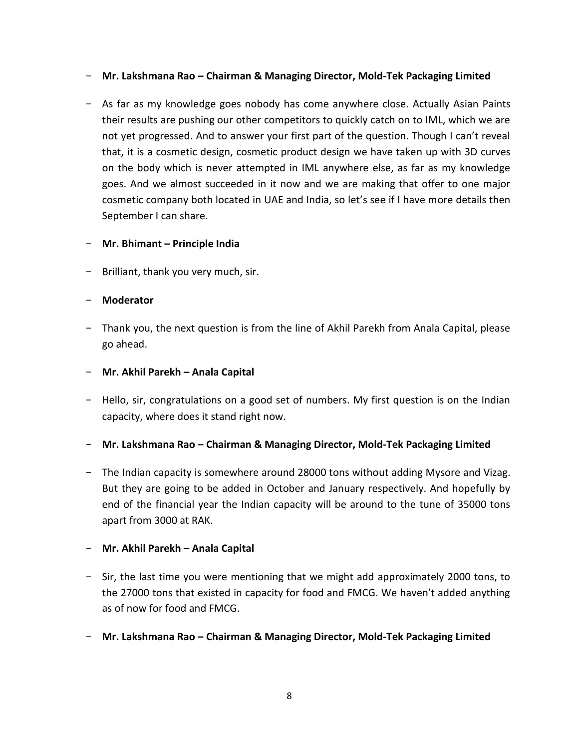- **Mr. Lakshmana Rao – Chairman & Managing Director, Mold-Tek Packaging Limited**

- As far as my knowledge goes nobody has come anywhere close. Actually Asian Paints their results are pushing our other competitors to quickly catch on to IML, which we are not yet progressed. And to answer your first part of the question. Though I can't reveal that, it is a cosmetic design, cosmetic product design we have taken up with 3D curves on the body which is never attempted in IML anywhere else, as far as my knowledge goes. And we almost succeeded in it now and we are making that offer to one major cosmetic company both located in UAE and India, so let's see if I have more details then September I can share.

- **Mr. Bhimant – Principle India**

- Brilliant, thank you very much, sir.

- **Moderator**

- Thank you, the next question is from the line of Akhil Parekh from Anala Capital, please go ahead.

- **Mr. Akhil Parekh – Anala Capital**

- Hello, sir, congratulations on a good set of numbers. My first question is on the Indian capacity, where does it stand right now.

- **Mr. Lakshmana Rao – Chairman & Managing Director, Mold-Tek Packaging Limited**

- The Indian capacity is somewhere around 28000 tons without adding Mysore and Vizag. But they are going to be added in October and January respectively. And hopefully by end of the financial year the Indian capacity will be around to the tune of 35000 tons apart from 3000 at RAK.

- **Mr. Akhil Parekh – Anala Capital**

- Sir, the last time you were mentioning that we might add approximately 2000 tons, to the 27000 tons that existed in capacity for food and FMCG. We haven't added anything as of now for food and FMCG.

- **Mr. Lakshmana Rao – Chairman & Managing Director, Mold-Tek Packaging Limited**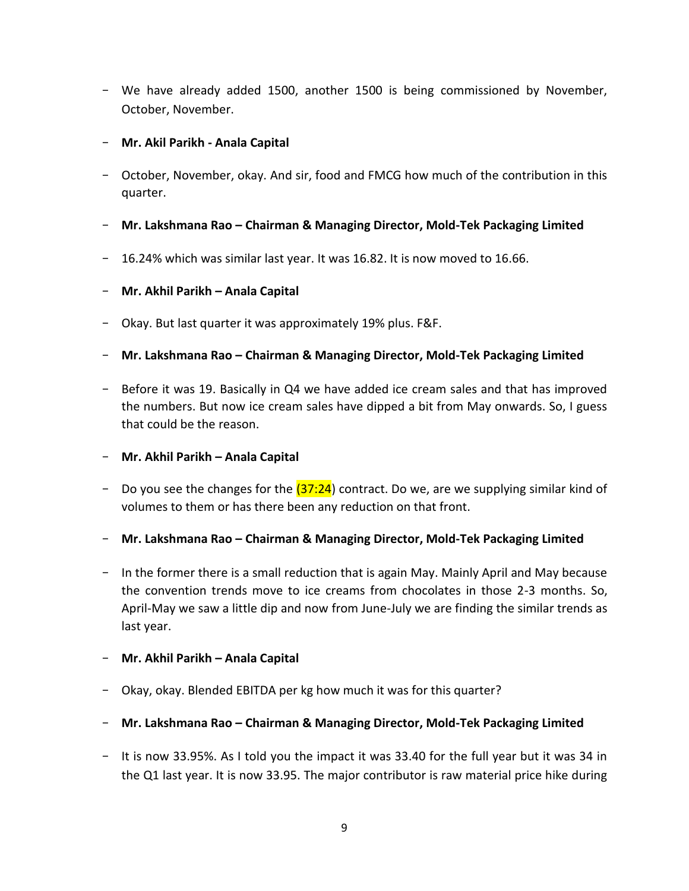- We have already added 1500, another 1500 is being commissioned by November, October, November.

- **Mr. Akil Parikh - Anala Capital**

- October, November, okay. And sir, food and FMCG how much of the contribution in this quarter.

- **Mr. Lakshmana Rao – Chairman & Managing Director, Mold-Tek Packaging Limited**

- 16.24% which was similar last year. It was 16.82. It is now moved to 16.66.

- **Mr. Akhil Parikh – Anala Capital**

- Okay. But last quarter it was approximately 19% plus. F&F.

- **Mr. Lakshmana Rao – Chairman & Managing Director, Mold-Tek Packaging Limited**

- Before it was 19. Basically in Q4 we have added ice cream sales and that has improved the numbers. But now ice cream sales have dipped a bit from May onwards. So, I guess that could be the reason.

- **Mr. Akhil Parikh – Anala Capital**

- Do you see the changes for the (37:24) contract. Do we, are we supplying similar kind of volumes to them or has there been any reduction on that front.

- **Mr. Lakshmana Rao – Chairman & Managing Director, Mold-Tek Packaging Limited**

- In the former there is a small reduction that is again May. Mainly April and May because the convention trends move to ice creams from chocolates in those 2-3 months. So, April-May we saw a little dip and now from June-July we are finding the similar trends as last year.

- **Mr. Akhil Parikh – Anala Capital**

- Okay, okay. Blended EBITDA per kg how much it was for this quarter?

- **Mr. Lakshmana Rao – Chairman & Managing Director, Mold-Tek Packaging Limited**

- It is now 33.95%. As I told you the impact it was 33.40 for the full year but it was 34 in the Q1 last year. It is now 33.95. The major contributor is raw material price hike during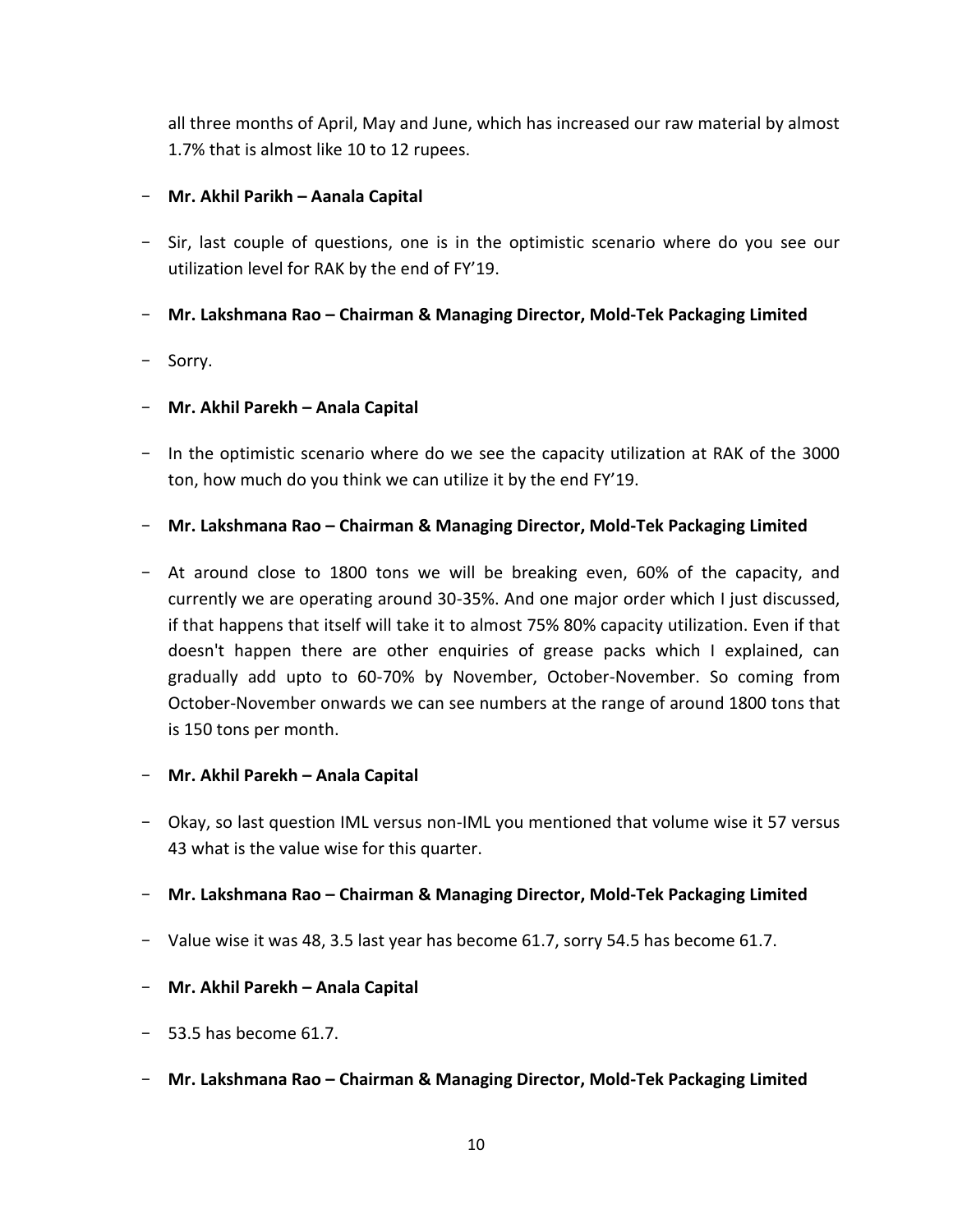all three months of April, May and June, which has increased our raw material by almost 1.7% that is almost like 10 to 12 rupees.

- **Mr. Akhil Parikh – Aanala Capital**

- Sir, last couple of questions, one is in the optimistic scenario where do you see our utilization level for RAK by the end of FY'19.

- **Mr. Lakshmana Rao – Chairman & Managing Director, Mold-Tek Packaging Limited**

- Sorry.

- **Mr. Akhil Parekh – Anala Capital**

- In the optimistic scenario where do we see the capacity utilization at RAK of the 3000 ton, how much do you think we can utilize it by the end FY'19.

- **Mr. Lakshmana Rao – Chairman & Managing Director, Mold-Tek Packaging Limited**

- At around close to 1800 tons we will be breaking even, 60% of the capacity, and currently we are operating around 30-35%. And one major order which I just discussed, if that happens that itself will take it to almost 75% 80% capacity utilization. Even if that doesn't happen there are other enquiries of grease packs which I explained, can gradually add upto to 60-70% by November, October-November. So coming from October-November onwards we can see numbers at the range of around 1800 tons that is 150 tons per month.

- **Mr. Akhil Parekh – Anala Capital**

- Okay, so last question IML versus non-IML you mentioned that volume wise it 57 versus 43 what is the value wise for this quarter.

- **Mr. Lakshmana Rao – Chairman & Managing Director, Mold-Tek Packaging Limited**

- Value wise it was 48, 3.5 last year has become 61.7, sorry 54.5 has become 61.7.

- **Mr. Akhil Parekh – Anala Capital**

- 53.5 has become 61.7.

- **Mr. Lakshmana Rao – Chairman & Managing Director, Mold-Tek Packaging Limited**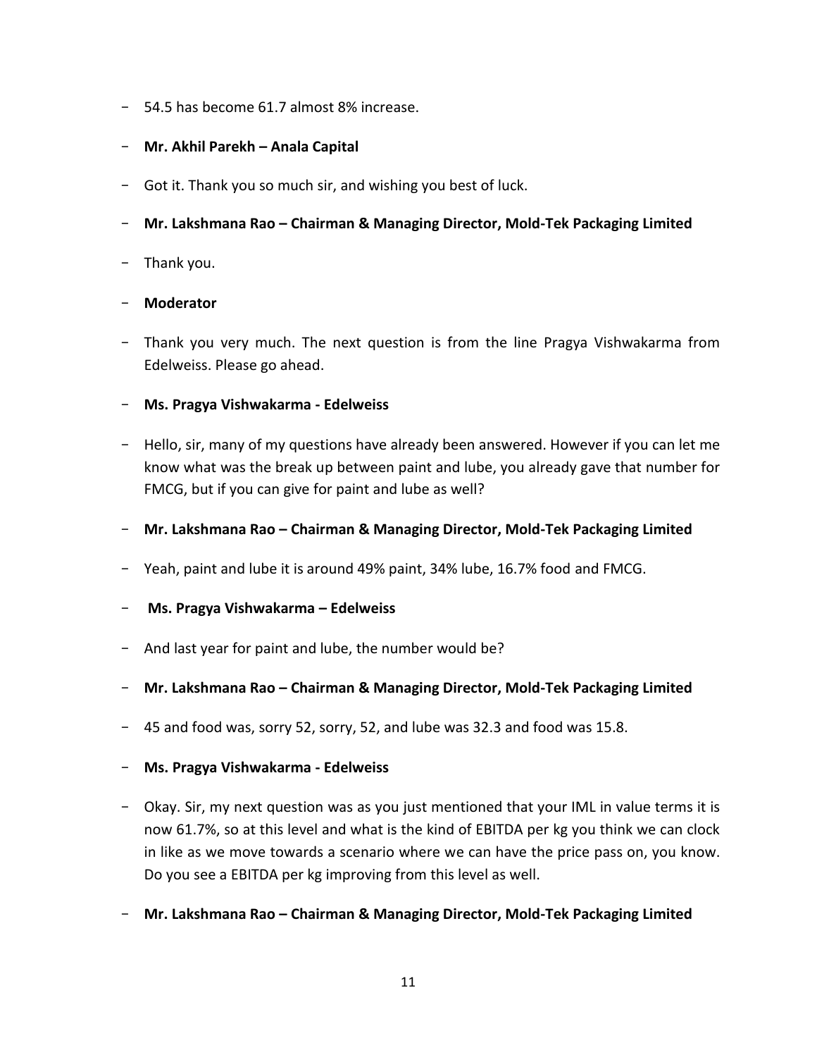- 54.5 has become 61.7 almost 8% increase.

- **Mr. Akhil Parekh – Anala Capital**

- Got it. Thank you so much sir, and wishing you best of luck.

- **Mr. Lakshmana Rao – Chairman & Managing Director, Mold-Tek Packaging Limited**

- Thank you.

- **Moderator**

- Thank you very much. The next question is from the line Pragya Vishwakarma from Edelweiss. Please go ahead.

- **Ms. Pragya Vishwakarma - Edelweiss**

- Hello, sir, many of my questions have already been answered. However if you can let me know what was the break up between paint and lube, you already gave that number for FMCG, but if you can give for paint and lube as well?

- **Mr. Lakshmana Rao – Chairman & Managing Director, Mold-Tek Packaging Limited**

- Yeah, paint and lube it is around 49% paint, 34% lube, 16.7% food and FMCG.

- **Ms. Pragya Vishwakarma – Edelweiss**

- And last year for paint and lube, the number would be?

- **Mr. Lakshmana Rao – Chairman & Managing Director, Mold-Tek Packaging Limited**

- 45 and food was, sorry 52, sorry, 52, and lube was 32.3 and food was 15.8.

- **Ms. Pragya Vishwakarma - Edelweiss**

- Okay. Sir, my next question was as you just mentioned that your IML in value terms it is now 61.7%, so at this level and what is the kind of EBITDA per kg you think we can clock in like as we move towards a scenario where we can have the price pass on, you know. Do you see a EBITDA per kg improving from this level as well.

- **Mr. Lakshmana Rao – Chairman & Managing Director, Mold-Tek Packaging Limited**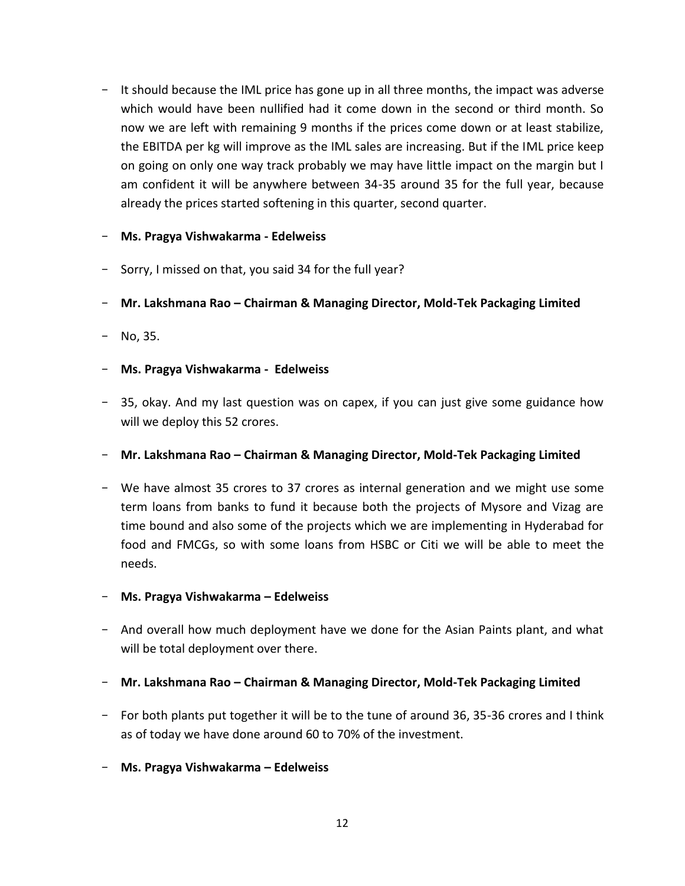- It should because the IML price has gone up in all three months, the impact was adverse which would have been nullified had it come down in the second or third month. So now we are left with remaining 9 months if the prices come down or at least stabilize, the EBITDA per kg will improve as the IML sales are increasing. But if the IML price keep on going on only one way track probably we may have little impact on the margin but I am confident it will be anywhere between 34-35 around 35 for the full year, because already the prices started softening in this quarter, second quarter.

- **Ms. Pragya Vishwakarma - Edelweiss**

- Sorry, I missed on that, you said 34 for the full year?

- **Mr. Lakshmana Rao – Chairman & Managing Director, Mold-Tek Packaging Limited**

- No, 35.

- **Ms. Pragya Vishwakarma - Edelweiss**

- 35, okay. And my last question was on capex, if you can just give some guidance how will we deploy this 52 crores.

- **Mr. Lakshmana Rao – Chairman & Managing Director, Mold-Tek Packaging Limited**

- We have almost 35 crores to 37 crores as internal generation and we might use some term loans from banks to fund it because both the projects of Mysore and Vizag are time bound and also some of the projects which we are implementing in Hyderabad for food and FMCGs, so with some loans from HSBC or Citi we will be able to meet the needs.

- **Ms. Pragya Vishwakarma – Edelweiss**

- And overall how much deployment have we done for the Asian Paints plant, and what will be total deployment over there.

- **Mr. Lakshmana Rao – Chairman & Managing Director, Mold-Tek Packaging Limited**

- For both plants put together it will be to the tune of around 36, 35-36 crores and I think as of today we have done around 60 to 70% of the investment.

- **Ms. Pragya Vishwakarma – Edelweiss**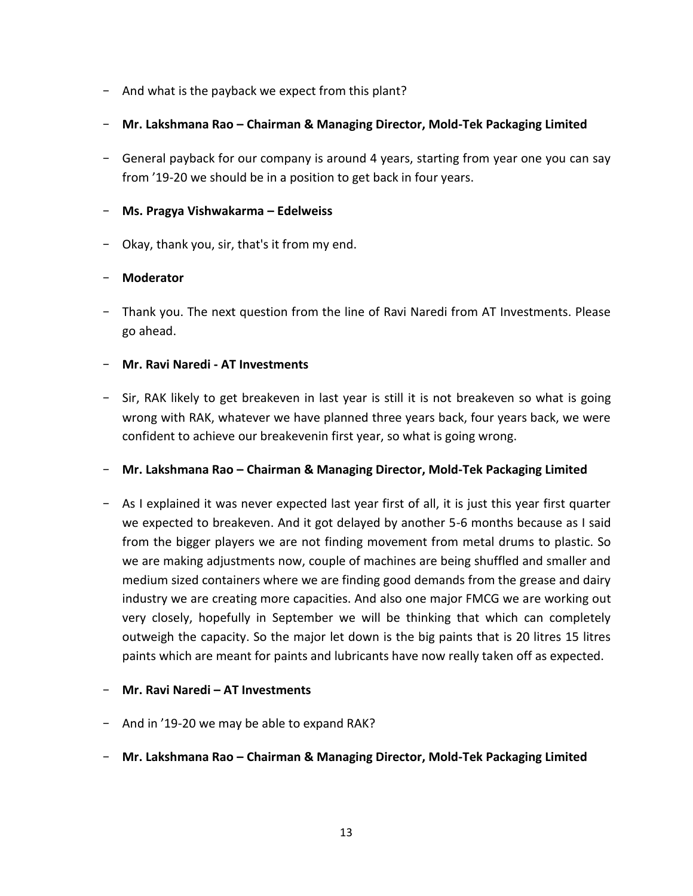- And what is the payback we expect from this plant?

- **Mr. Lakshmana Rao – Chairman & Managing Director, Mold-Tek Packaging Limited**

- General payback for our company is around 4 years, starting from year one you can say from '19-20 we should be in a position to get back in four years.

- **Ms. Pragya Vishwakarma – Edelweiss**

- Okay, thank you, sir, that's it from my end.

- **Moderator**

- Thank you. The next question from the line of Ravi Naredi from AT Investments. Please go ahead.

- **Mr. Ravi Naredi - AT Investments**

- Sir, RAK likely to get breakeven in last year is still it is not breakeven so what is going wrong with RAK, whatever we have planned three years back, four years back, we were confident to achieve our breakevenin first year, so what is going wrong.

- **Mr. Lakshmana Rao – Chairman & Managing Director, Mold-Tek Packaging Limited**

- As I explained it was never expected last year first of all, it is just this year first quarter we expected to breakeven. And it got delayed by another 5-6 months because as I said from the bigger players we are not finding movement from metal drums to plastic. So we are making adjustments now, couple of machines are being shuffled and smaller and medium sized containers where we are finding good demands from the grease and dairy industry we are creating more capacities. And also one major FMCG we are working out very closely, hopefully in September we will be thinking that which can completely outweigh the capacity. So the major let down is the big paints that is 20 litres 15 litres paints which are meant for paints and lubricants have now really taken off as expected.

- **Mr. Ravi Naredi – AT Investments**

- And in '19-20 we may be able to expand RAK?

- **Mr. Lakshmana Rao – Chairman & Managing Director, Mold-Tek Packaging Limited**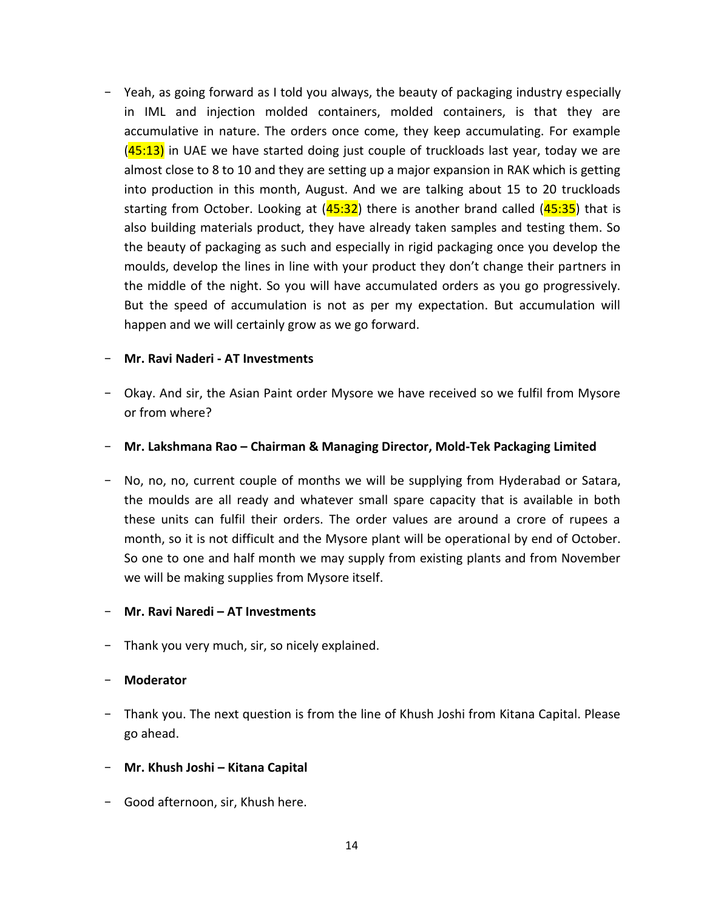- Yeah, as going forward as I told you always, the beauty of packaging industry especially in IML and injection molded containers, molded containers, is that they are accumulative in nature. The orders once come, they keep accumulating. For example (45:13) in UAE we have started doing just couple of truckloads last year, today we are almost close to 8 to 10 and they are setting up a major expansion in RAK which is getting into production in this month, August. And we are talking about 15 to 20 truckloads starting from October. Looking at (45:32) there is another brand called (45:35) that is also building materials product, they have already taken samples and testing them. So the beauty of packaging as such and especially in rigid packaging once you develop the moulds, develop the lines in line with your product they don't change their partners in the middle of the night. So you will have accumulated orders as you go progressively. But the speed of accumulation is not as per my expectation. But accumulation will happen and we will certainly grow as we go forward.

- **Mr. Ravi Naderi - AT Investments**

- Okay. And sir, the Asian Paint order Mysore we have received so we fulfil from Mysore or from where?

- **Mr. Lakshmana Rao – Chairman & Managing Director, Mold-Tek Packaging Limited**

- No, no, no, current couple of months we will be supplying from Hyderabad or Satara, the moulds are all ready and whatever small spare capacity that is available in both these units can fulfil their orders. The order values are around a crore of rupees a month, so it is not difficult and the Mysore plant will be operational by end of October. So one to one and half month we may supply from existing plants and from November we will be making supplies from Mysore itself.

- **Mr. Ravi Naredi – AT Investments**

- Thank you very much, sir, so nicely explained.

- **Moderator**

- Thank you. The next question is from the line of Khush Joshi from Kitana Capital. Please go ahead.

- **Mr. Khush Joshi – Kitana Capital**

- Good afternoon, sir, Khush here.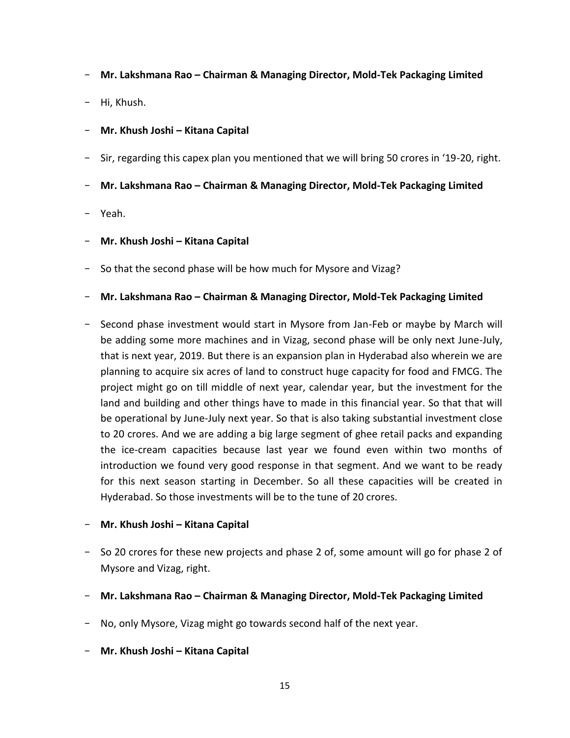- **Mr. Lakshmana Rao – Chairman & Managing Director, Mold-Tek Packaging Limited**
- Hi, Khush.
- **Mr. Khush Joshi – Kitana Capital**
- Sir, regarding this capex plan you mentioned that we will bring 50 crores in '19-20, right.
- **Mr. Lakshmana Rao – Chairman & Managing Director, Mold-Tek Packaging Limited**
- Yeah.
- **Mr. Khush Joshi – Kitana Capital**
- So that the second phase will be how much for Mysore and Vizag?
- **Mr. Lakshmana Rao – Chairman & Managing Director, Mold-Tek Packaging Limited**
- Second phase investment would start in Mysore from Jan-Feb or maybe by March will be adding some more machines and in Vizag, second phase will be only next June-July, that is next year, 2019. But there is an expansion plan in Hyderabad also wherein we are planning to acquire six acres of land to construct huge capacity for food and FMCG. The project might go on till middle of next year, calendar year, but the investment for the land and building and other things have to made in this financial year. So that that will be operational by June-July next year. So that is also taking substantial investment close to 20 crores. And we are adding a big large segment of ghee retail packs and expanding the ice-cream capacities because last year we found even within two months of introduction we found very good response in that segment. And we want to be ready for this next season starting in December. So all these capacities will be created in Hyderabad. So those investments will be to the tune of 20 crores.
- **Mr. Khush Joshi – Kitana Capital**
- So 20 crores for these new projects and phase 2 of, some amount will go for phase 2 of Mysore and Vizag, right.
- **Mr. Lakshmana Rao – Chairman & Managing Director, Mold-Tek Packaging Limited**
- No, only Mysore, Vizag might go towards second half of the next year.
- **Mr. Khush Joshi – Kitana Capital**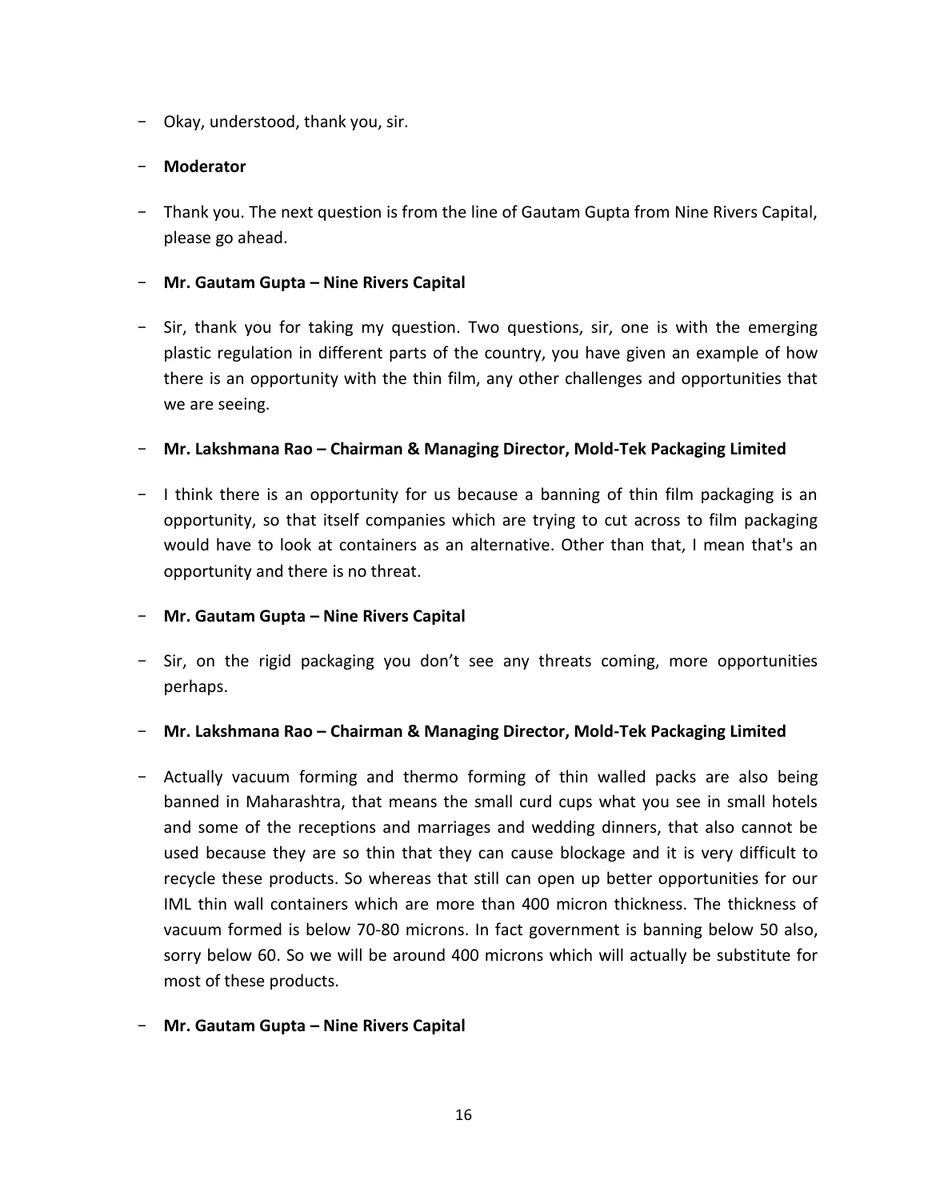- Okay, understood, thank you, sir.

- **Moderator**

- Thank you. The next question is from the line of Gautam Gupta from Nine Rivers Capital, please go ahead.

- **Mr. Gautam Gupta – Nine Rivers Capital**

- Sir, thank you for taking my question. Two questions, sir, one is with the emerging plastic regulation in different parts of the country, you have given an example of how there is an opportunity with the thin film, any other challenges and opportunities that we are seeing.

- **Mr. Lakshmana Rao – Chairman & Managing Director, Mold-Tek Packaging Limited**

- I think there is an opportunity for us because a banning of thin film packaging is an opportunity, so that itself companies which are trying to cut across to film packaging would have to look at containers as an alternative. Other than that, I mean that's an opportunity and there is no threat.

- **Mr. Gautam Gupta – Nine Rivers Capital**

- Sir, on the rigid packaging you don't see any threats coming, more opportunities perhaps.

- **Mr. Lakshmana Rao – Chairman & Managing Director, Mold-Tek Packaging Limited**

- Actually vacuum forming and thermo forming of thin walled packs are also being banned in Maharashtra, that means the small curd cups what you see in small hotels and some of the receptions and marriages and wedding dinners, that also cannot be used because they are so thin that they can cause blockage and it is very difficult to recycle these products. So whereas that still can open up better opportunities for our IML thin wall containers which are more than 400 micron thickness. The thickness of vacuum formed is below 70-80 microns. In fact government is banning below 50 also, sorry below 60. So we will be around 400 microns which will actually be substitute for most of these products.

- **Mr. Gautam Gupta – Nine Rivers Capital**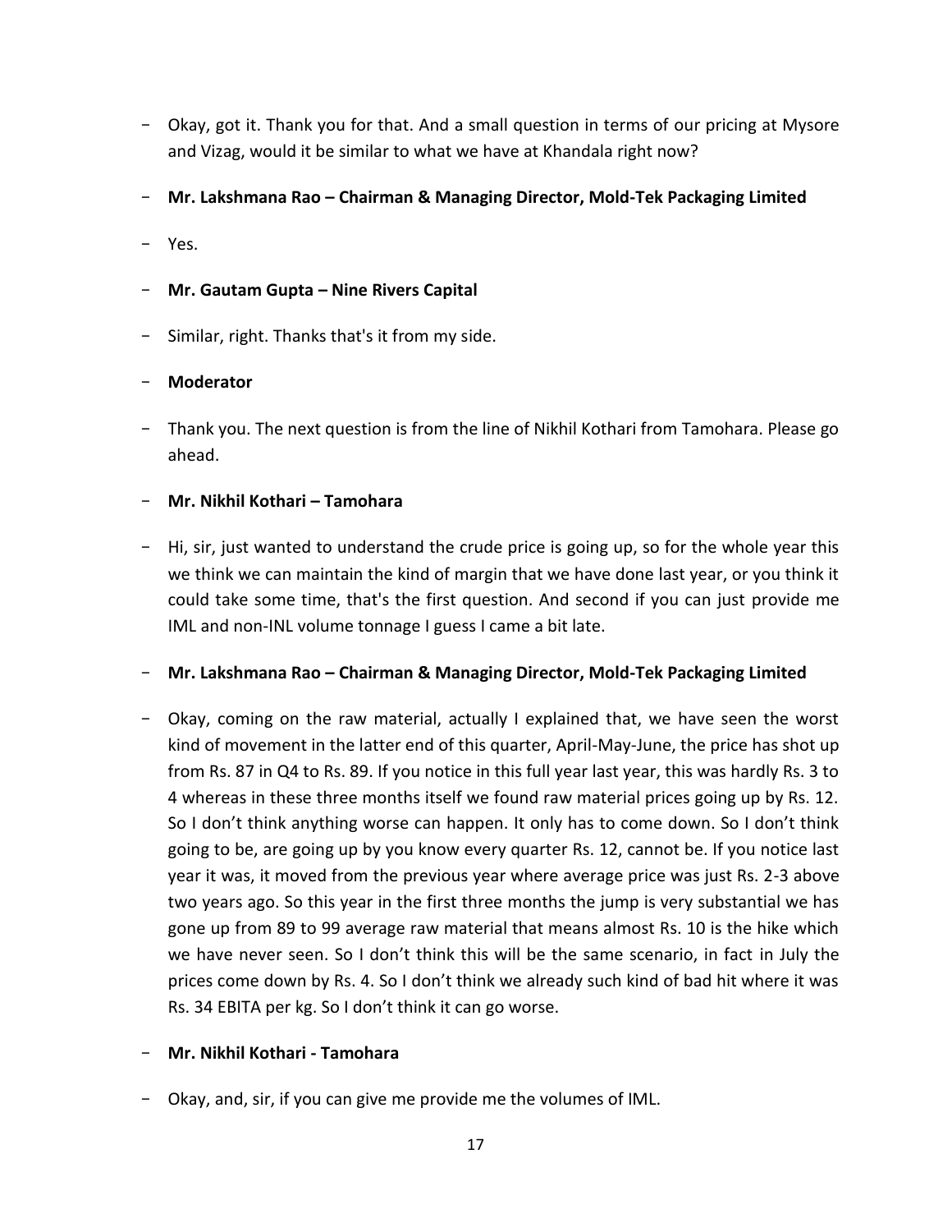- Okay, got it. Thank you for that. And a small question in terms of our pricing at Mysore and Vizag, would it be similar to what we have at Khandala right now?

- **Mr. Lakshmana Rao – Chairman & Managing Director, Mold-Tek Packaging Limited**

- Yes.

- **Mr. Gautam Gupta – Nine Rivers Capital**

- Similar, right. Thanks that's it from my side.

- **Moderator**

- Thank you. The next question is from the line of Nikhil Kothari from Tamohara. Please go ahead.

- **Mr. Nikhil Kothari – Tamohara**

- Hi, sir, just wanted to understand the crude price is going up, so for the whole year this we think we can maintain the kind of margin that we have done last year, or you think it could take some time, that's the first question. And second if you can just provide me IML and non-INL volume tonnage I guess I came a bit late.

- **Mr. Lakshmana Rao – Chairman & Managing Director, Mold-Tek Packaging Limited**

- Okay, coming on the raw material, actually I explained that, we have seen the worst kind of movement in the latter end of this quarter, April-May-June, the price has shot up from Rs. 87 in Q4 to Rs. 89. If you notice in this full year last year, this was hardly Rs. 3 to 4 whereas in these three months itself we found raw material prices going up by Rs. 12. So I don't think anything worse can happen. It only has to come down. So I don't think going to be, are going up by you know every quarter Rs. 12, cannot be. If you notice last year it was, it moved from the previous year where average price was just Rs. 2-3 above two years ago. So this year in the first three months the jump is very substantial we has gone up from 89 to 99 average raw material that means almost Rs. 10 is the hike which we have never seen. So I don't think this will be the same scenario, in fact in July the prices come down by Rs. 4. So I don't think we already such kind of bad hit where it was Rs. 34 EBITA per kg. So I don't think it can go worse.

- **Mr. Nikhil Kothari - Tamohara**

- Okay, and, sir, if you can give me provide me the volumes of IML.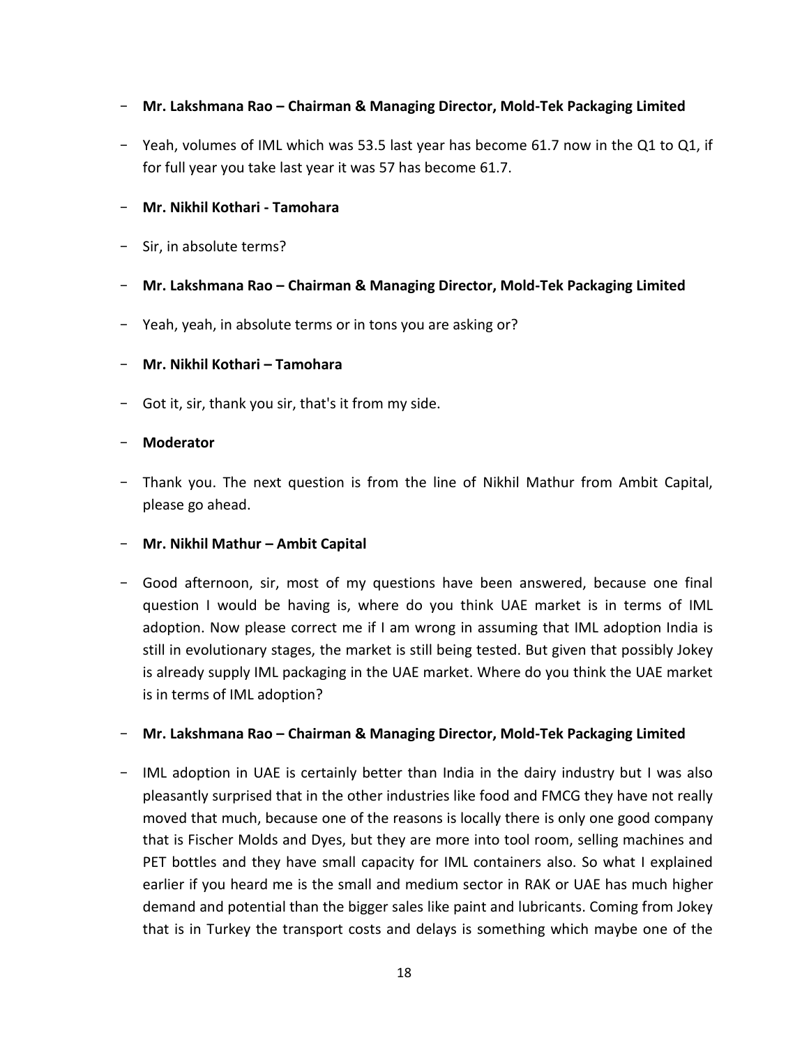- **Mr. Lakshmana Rao – Chairman & Managing Director, Mold-Tek Packaging Limited**

- Yeah, volumes of IML which was 53.5 last year has become 61.7 now in the Q1 to Q1, if for full year you take last year it was 57 has become 61.7.

- **Mr. Nikhil Kothari - Tamohara**

- Sir, in absolute terms?

- **Mr. Lakshmana Rao – Chairman & Managing Director, Mold-Tek Packaging Limited**

- Yeah, yeah, in absolute terms or in tons you are asking or?

- **Mr. Nikhil Kothari – Tamohara**

- Got it, sir, thank you sir, that's it from my side.

- **Moderator**

- Thank you. The next question is from the line of Nikhil Mathur from Ambit Capital, please go ahead.

- **Mr. Nikhil Mathur – Ambit Capital**

- Good afternoon, sir, most of my questions have been answered, because one final question I would be having is, where do you think UAE market is in terms of IML adoption. Now please correct me if I am wrong in assuming that IML adoption India is still in evolutionary stages, the market is still being tested. But given that possibly Jokey is already supply IML packaging in the UAE market. Where do you think the UAE market is in terms of IML adoption?

- **Mr. Lakshmana Rao – Chairman & Managing Director, Mold-Tek Packaging Limited**

- IML adoption in UAE is certainly better than India in the dairy industry but I was also pleasantly surprised that in the other industries like food and FMCG they have not really moved that much, because one of the reasons is locally there is only one good company that is Fischer Molds and Dyes, but they are more into tool room, selling machines and PET bottles and they have small capacity for IML containers also. So what I explained earlier if you heard me is the small and medium sector in RAK or UAE has much higher demand and potential than the bigger sales like paint and lubricants. Coming from Jokey that is in Turkey the transport costs and delays is something which maybe one of the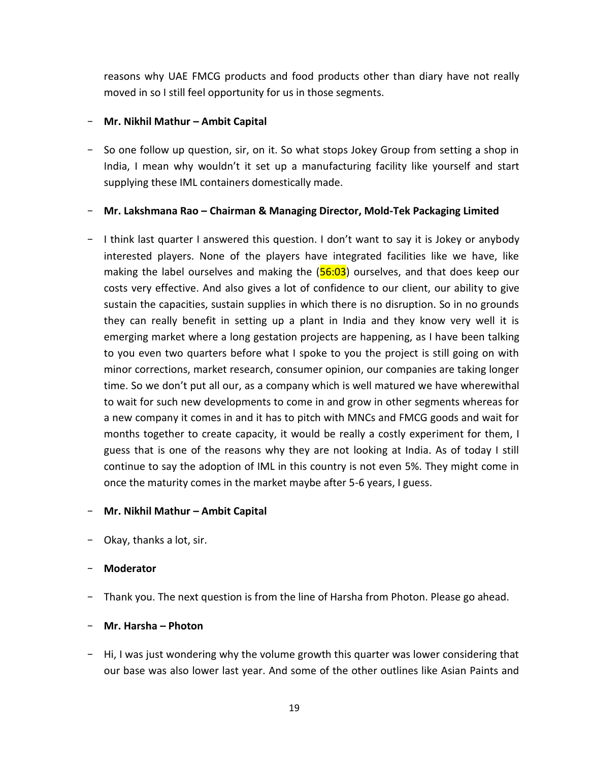reasons why UAE FMCG products and food products other than diary have not really moved in so I still feel opportunity for us in those segments.

- **Mr. Nikhil Mathur – Ambit Capital**

- So one follow up question, sir, on it. So what stops Jokey Group from setting a shop in India, I mean why wouldn't it set up a manufacturing facility like yourself and start supplying these IML containers domestically made.

- **Mr. Lakshmana Rao – Chairman & Managing Director, Mold-Tek Packaging Limited**

- I think last quarter I answered this question. I don't want to say it is Jokey or anybody interested players. None of the players have integrated facilities like we have, like making the label ourselves and making the (56:03) ourselves, and that does keep our costs very effective. And also gives a lot of confidence to our client, our ability to give sustain the capacities, sustain supplies in which there is no disruption. So in no grounds they can really benefit in setting up a plant in India and they know very well it is emerging market where a long gestation projects are happening, as I have been talking to you even two quarters before what I spoke to you the project is still going on with minor corrections, market research, consumer opinion, our companies are taking longer time. So we don't put all our, as a company which is well matured we have wherewithal to wait for such new developments to come in and grow in other segments whereas for a new company it comes in and it has to pitch with MNCs and FMCG goods and wait for months together to create capacity, it would be really a costly experiment for them, I guess that is one of the reasons why they are not looking at India. As of today I still continue to say the adoption of IML in this country is not even 5%. They might come in once the maturity comes in the market maybe after 5-6 years, I guess.

- **Mr. Nikhil Mathur – Ambit Capital**

- Okay, thanks a lot, sir.

- **Moderator**

- Thank you. The next question is from the line of Harsha from Photon. Please go ahead.

- **Mr. Harsha – Photon**

- Hi, I was just wondering why the volume growth this quarter was lower considering that our base was also lower last year. And some of the other outlines like Asian Paints and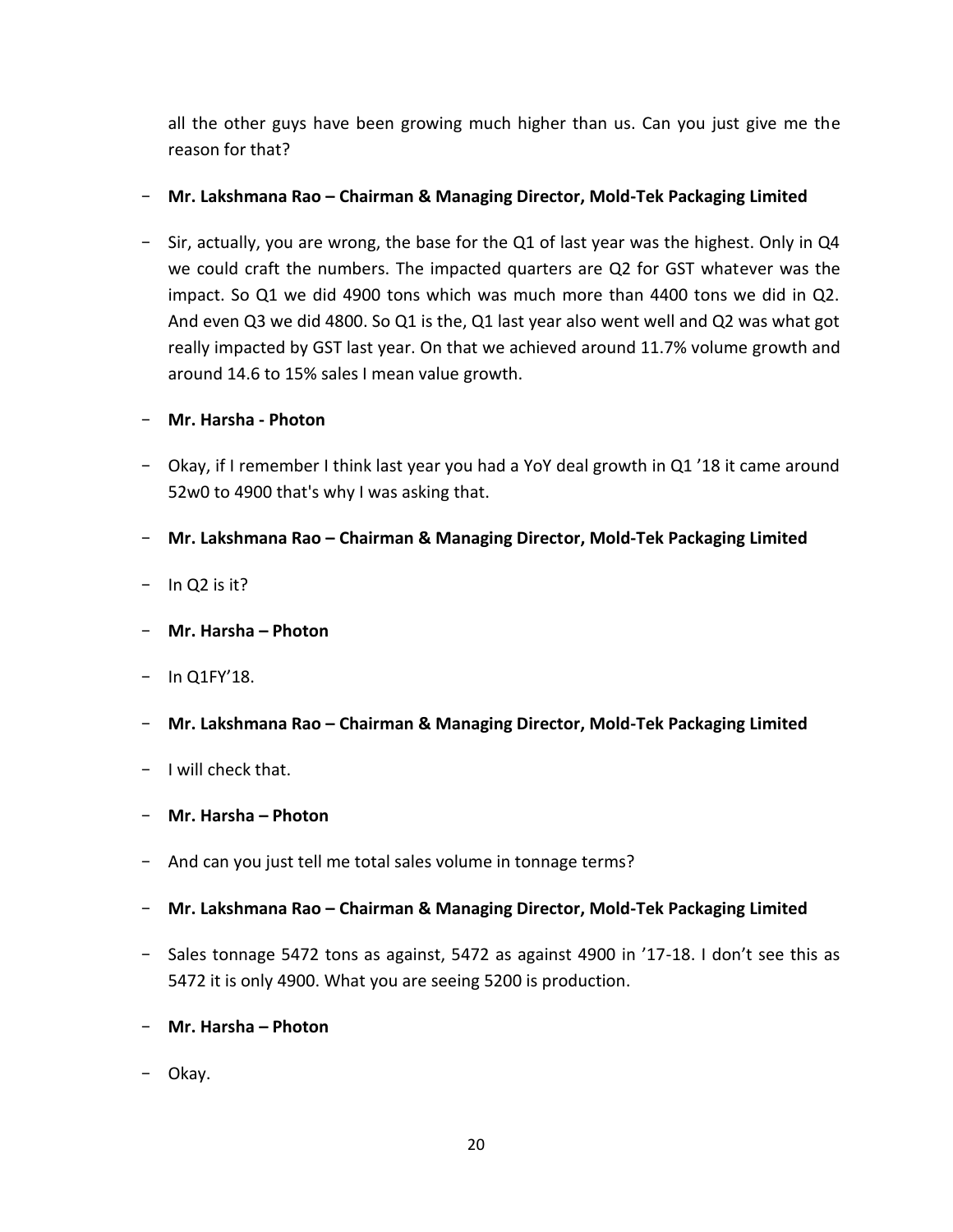all the other guys have been growing much higher than us. Can you just give me the reason for that?

- **Mr. Lakshmana Rao – Chairman & Managing Director, Mold-Tek Packaging Limited**

- Sir, actually, you are wrong, the base for the Q1 of last year was the highest. Only in Q4 we could craft the numbers. The impacted quarters are Q2 for GST whatever was the impact. So Q1 we did 4900 tons which was much more than 4400 tons we did in Q2. And even Q3 we did 4800. So Q1 is the, Q1 last year also went well and Q2 was what got really impacted by GST last year. On that we achieved around 11.7% volume growth and around 14.6 to 15% sales I mean value growth.

- **Mr. Harsha - Photon**

- Okay, if I remember I think last year you had a YoY deal growth in Q1 '18 it came around 52w0 to 4900 that's why I was asking that.

- **Mr. Lakshmana Rao – Chairman & Managing Director, Mold-Tek Packaging Limited**

- In Q2 is it?

- **Mr. Harsha – Photon**

- In Q1FY'18.

- **Mr. Lakshmana Rao – Chairman & Managing Director, Mold-Tek Packaging Limited**

- I will check that.

- **Mr. Harsha – Photon**

- And can you just tell me total sales volume in tonnage terms?

- **Mr. Lakshmana Rao – Chairman & Managing Director, Mold-Tek Packaging Limited**

- Sales tonnage 5472 tons as against, 5472 as against 4900 in '17-18. I don't see this as 5472 it is only 4900. What you are seeing 5200 is production.

- **Mr. Harsha – Photon**

- Okay.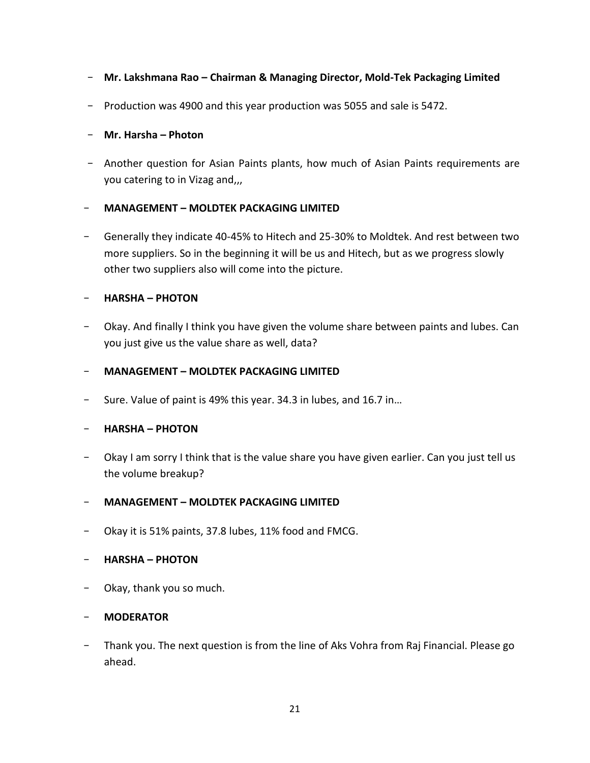- **Mr. Lakshmana Rao – Chairman & Managing Director, Mold-Tek Packaging Limited**

- Production was 4900 and this year production was 5055 and sale is 5472.

- **Mr. Harsha – Photon**

- Another question for Asian Paints plants, how much of Asian Paints requirements are you catering to in Vizag and,,,

- **MANAGEMENT – MOLDTEK PACKAGING LIMITED**

- Generally they indicate 40-45% to Hitech and 25-30% to Moldtek. And rest between two more suppliers. So in the beginning it will be us and Hitech, but as we progress slowly other two suppliers also will come into the picture.

- **HARSHA – PHOTON**

- Okay. And finally I think you have given the volume share between paints and lubes. Can you just give us the value share as well, data?

- **MANAGEMENT – MOLDTEK PACKAGING LIMITED**

- Sure. Value of paint is 49% this year. 34.3 in lubes, and 16.7 in…

- **HARSHA – PHOTON**

- Okay I am sorry I think that is the value share you have given earlier. Can you just tell us the volume breakup?

- **MANAGEMENT – MOLDTEK PACKAGING LIMITED**

- Okay it is 51% paints, 37.8 lubes, 11% food and FMCG.

- **HARSHA – PHOTON**

- Okay, thank you so much.

- **MODERATOR**

- Thank you. The next question is from the line of Aks Vohra from Raj Financial. Please go ahead.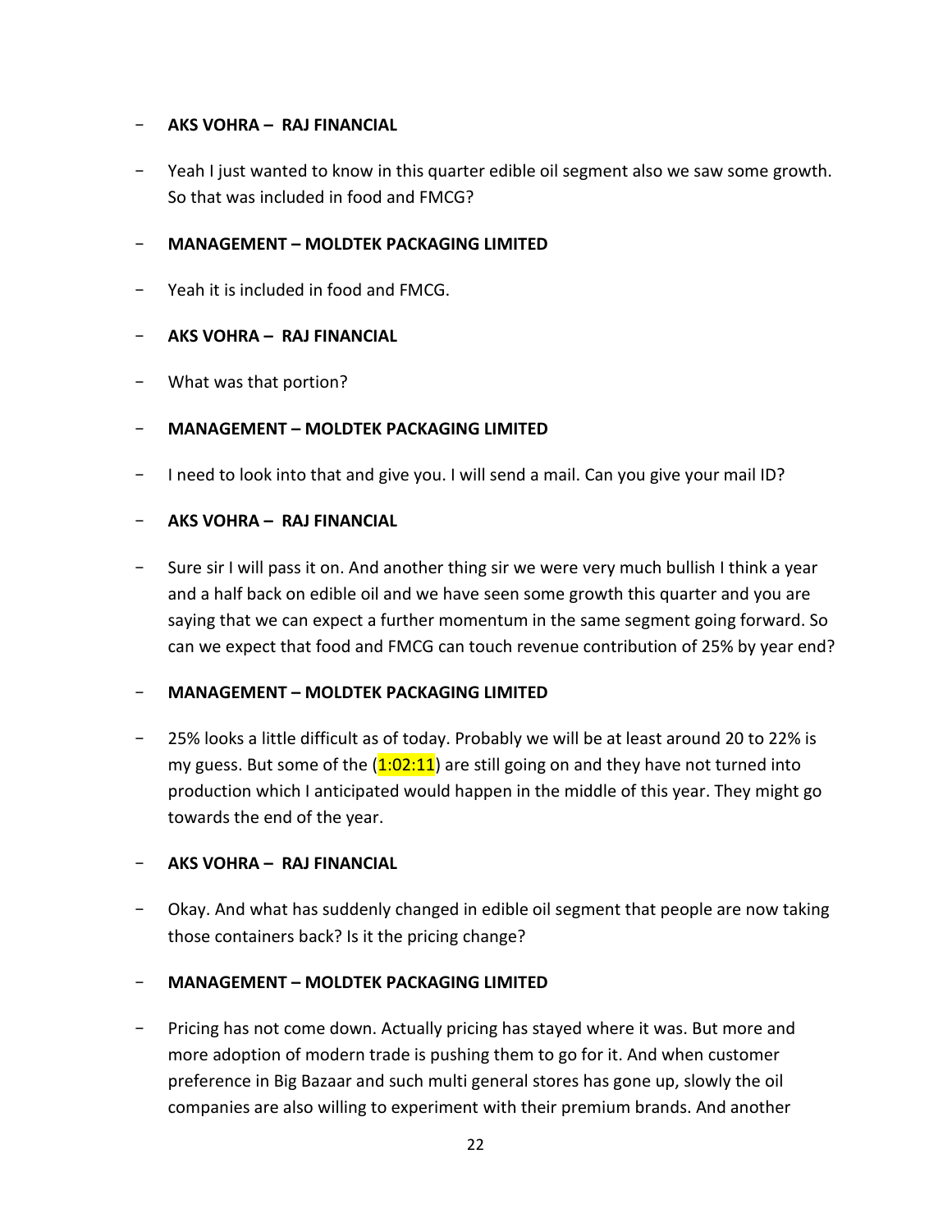- **AKS VOHRA – RAJ FINANCIAL**

- Yeah I just wanted to know in this quarter edible oil segment also we saw some growth. So that was included in food and FMCG?

- **MANAGEMENT – MOLDTEK PACKAGING LIMITED**

- Yeah it is included in food and FMCG.

- **AKS VOHRA – RAJ FINANCIAL**

- What was that portion?

- **MANAGEMENT – MOLDTEK PACKAGING LIMITED**

- I need to look into that and give you. I will send a mail. Can you give your mail ID?

- **AKS VOHRA – RAJ FINANCIAL**

- Sure sir I will pass it on. And another thing sir we were very much bullish I think a year and a half back on edible oil and we have seen some growth this quarter and you are saying that we can expect a further momentum in the same segment going forward. So can we expect that food and FMCG can touch revenue contribution of 25% by year end?

- **MANAGEMENT – MOLDTEK PACKAGING LIMITED**

- 25% looks a little difficult as of today. Probably we will be at least around 20 to 22% is my guess. But some of the (1:02:11) are still going on and they have not turned into production which I anticipated would happen in the middle of this year. They might go towards the end of the year.

- **AKS VOHRA – RAJ FINANCIAL**

- Okay. And what has suddenly changed in edible oil segment that people are now taking those containers back? Is it the pricing change?

- **MANAGEMENT – MOLDTEK PACKAGING LIMITED**

- Pricing has not come down. Actually pricing has stayed where it was. But more and more adoption of modern trade is pushing them to go for it. And when customer preference in Big Bazaar and such multi general stores has gone up, slowly the oil companies are also willing to experiment with their premium brands. And another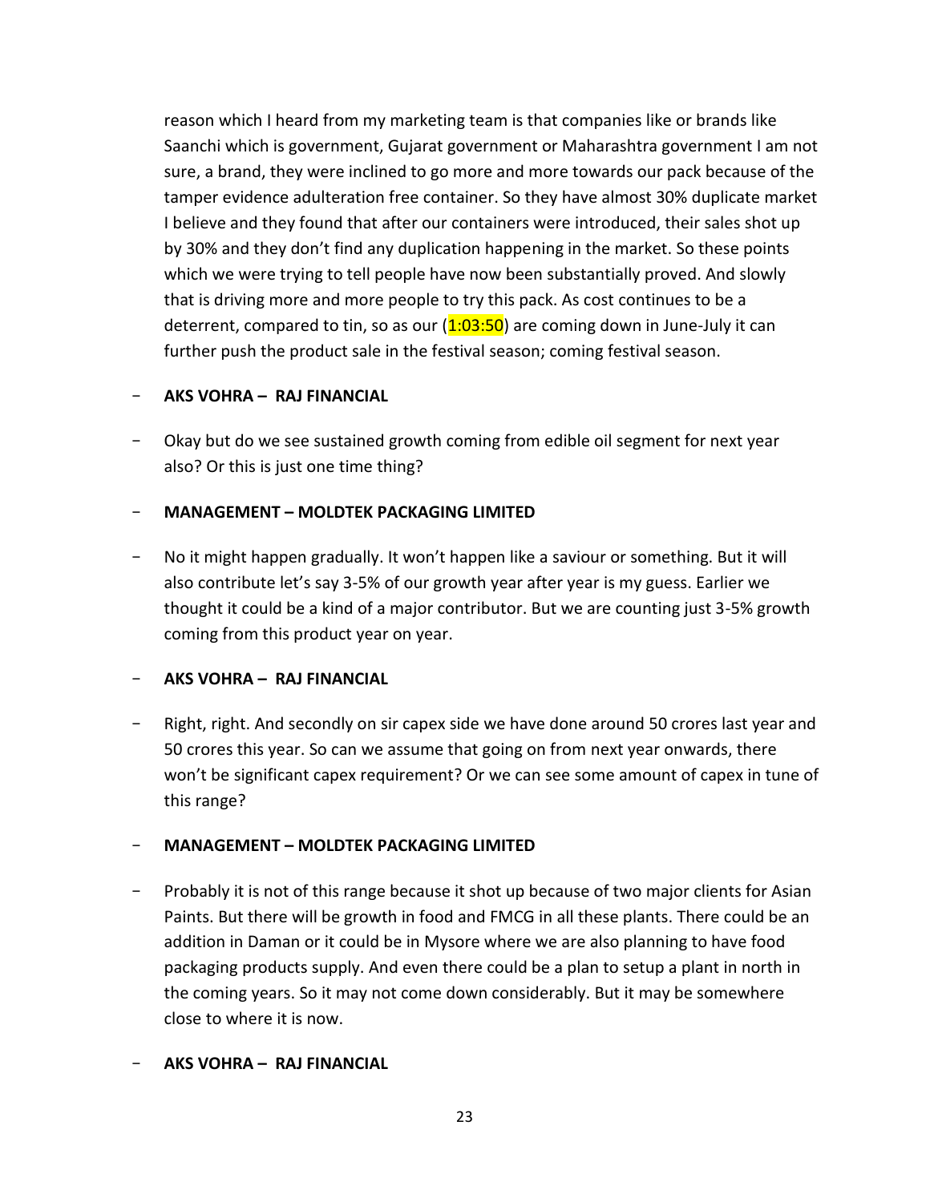reason which I heard from my marketing team is that companies like or brands like Saanchi which is government, Gujarat government or Maharashtra government I am not sure, a brand, they were inclined to go more and more towards our pack because of the tamper evidence adulteration free container. So they have almost 30% duplicate market I believe and they found that after our containers were introduced, their sales shot up by 30% and they don't find any duplication happening in the market. So these points which we were trying to tell people have now been substantially proved. And slowly that is driving more and more people to try this pack. As cost continues to be a deterrent, compared to tin, so as our (1:03:50) are coming down in June-July it can further push the product sale in the festival season; coming festival season.

- **AKS VOHRA – RAJ FINANCIAL**

- Okay but do we see sustained growth coming from edible oil segment for next year also? Or this is just one time thing?

- **MANAGEMENT – MOLDTEK PACKAGING LIMITED**

- No it might happen gradually. It won't happen like a saviour or something. But it will also contribute let's say 3-5% of our growth year after year is my guess. Earlier we thought it could be a kind of a major contributor. But we are counting just 3-5% growth coming from this product year on year.

- **AKS VOHRA – RAJ FINANCIAL**

- Right, right. And secondly on sir capex side we have done around 50 crores last year and 50 crores this year. So can we assume that going on from next year onwards, there won't be significant capex requirement? Or we can see some amount of capex in tune of this range?

- **MANAGEMENT – MOLDTEK PACKAGING LIMITED**

- Probably it is not of this range because it shot up because of two major clients for Asian Paints. But there will be growth in food and FMCG in all these plants. There could be an addition in Daman or it could be in Mysore where we are also planning to have food packaging products supply. And even there could be a plan to setup a plant in north in the coming years. So it may not come down considerably. But it may be somewhere close to where it is now.

- **AKS VOHRA – RAJ FINANCIAL**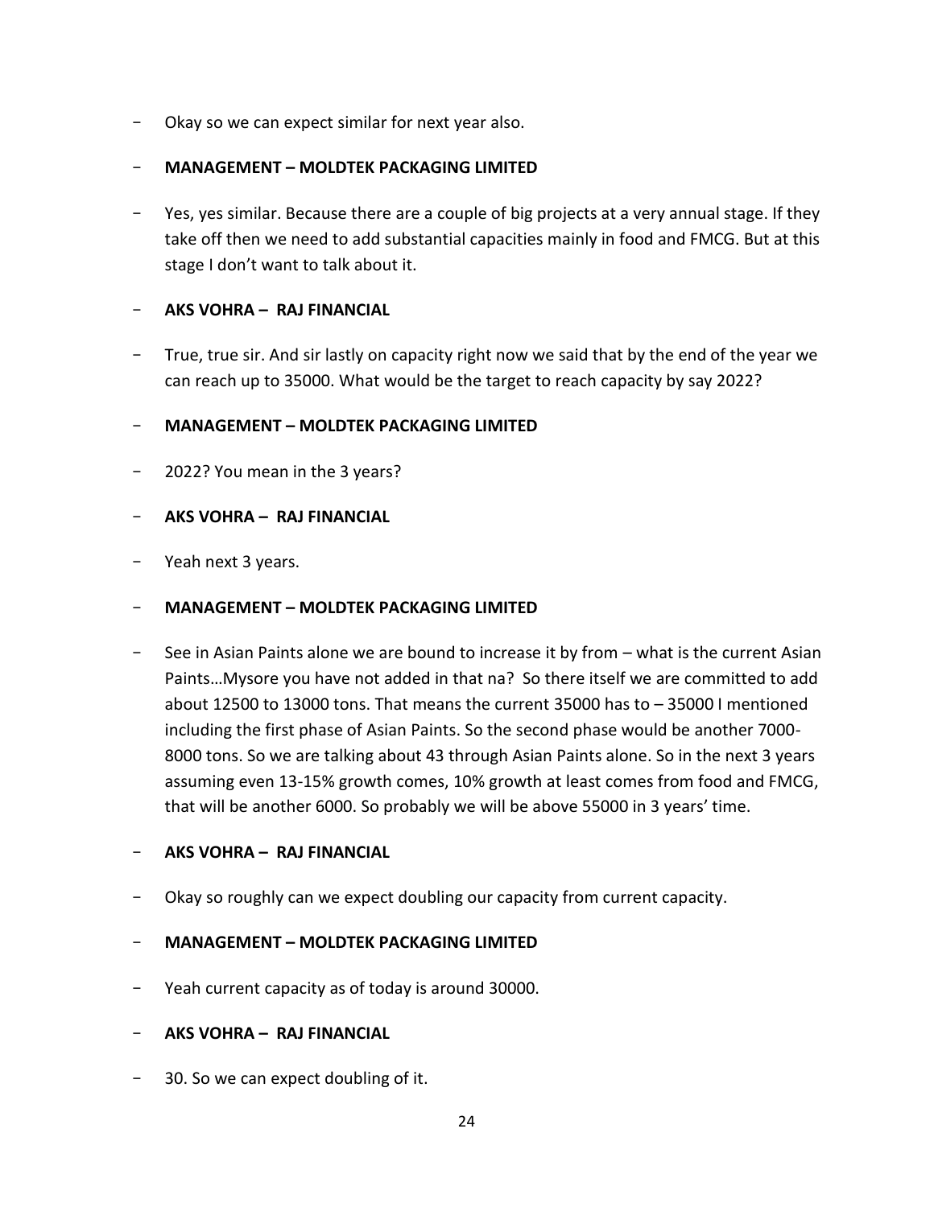- Okay so we can expect similar for next year also.

- **MANAGEMENT – MOLDTEK PACKAGING LIMITED**

- Yes, yes similar. Because there are a couple of big projects at a very annual stage. If they take off then we need to add substantial capacities mainly in food and FMCG. But at this stage I don't want to talk about it.

- **AKS VOHRA – RAJ FINANCIAL**

- True, true sir. And sir lastly on capacity right now we said that by the end of the year we can reach up to 35000. What would be the target to reach capacity by say 2022?

- **MANAGEMENT – MOLDTEK PACKAGING LIMITED**

- 2022? You mean in the 3 years?

- **AKS VOHRA – RAJ FINANCIAL**

- Yeah next 3 years.

- **MANAGEMENT – MOLDTEK PACKAGING LIMITED**

- See in Asian Paints alone we are bound to increase it by from – what is the current Asian Paints…Mysore you have not added in that na? So there itself we are committed to add about 12500 to 13000 tons. That means the current 35000 has to – 35000 I mentioned including the first phase of Asian Paints. So the second phase would be another 7000-8000 tons. So we are talking about 43 through Asian Paints alone. So in the next 3 years assuming even 13-15% growth comes, 10% growth at least comes from food and FMCG, that will be another 6000. So probably we will be above 55000 in 3 years' time.

- **AKS VOHRA – RAJ FINANCIAL**

- Okay so roughly can we expect doubling our capacity from current capacity.

- **MANAGEMENT – MOLDTEK PACKAGING LIMITED**

- Yeah current capacity as of today is around 30000.

- **AKS VOHRA – RAJ FINANCIAL**

- 30. So we can expect doubling of it.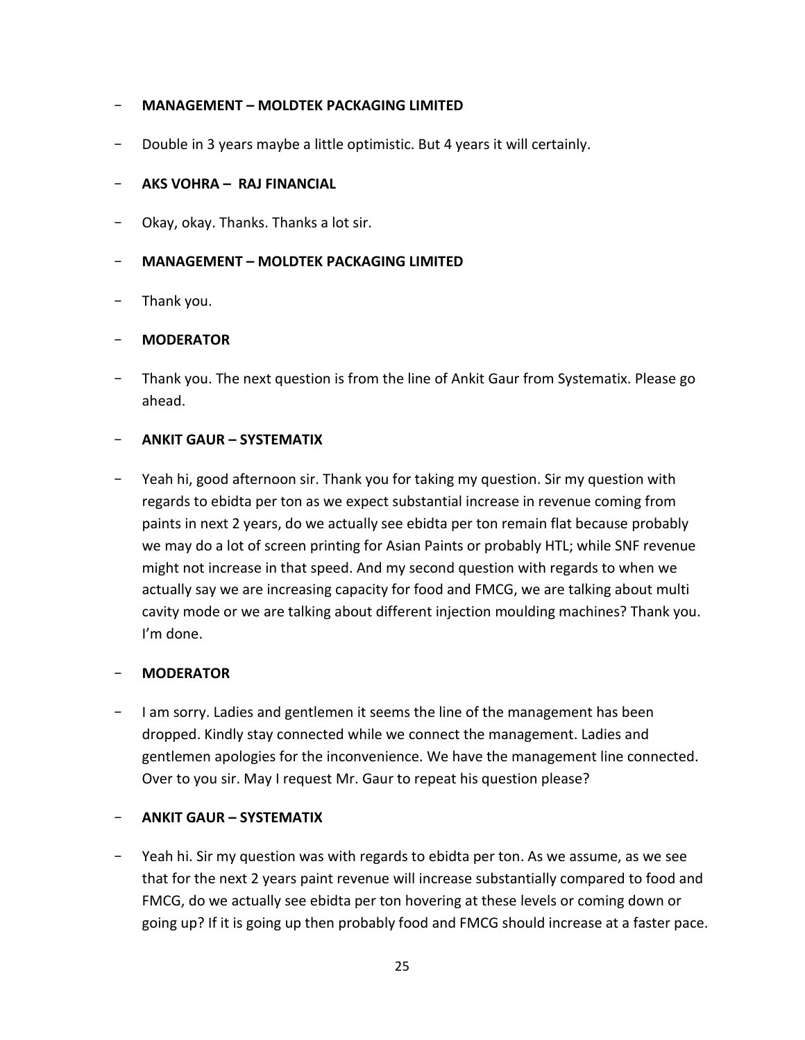- **MANAGEMENT – MOLDTEK PACKAGING LIMITED**
- Double in 3 years maybe a little optimistic. But 4 years it will certainly.
- **AKS VOHRA – RAJ FINANCIAL**
- Okay, okay. Thanks. Thanks a lot sir.
- **MANAGEMENT – MOLDTEK PACKAGING LIMITED**
- Thank you.
- **MODERATOR**
- Thank you. The next question is from the line of Ankit Gaur from Systematix. Please go ahead.
- **ANKIT GAUR – SYSTEMATIX**
- Yeah hi, good afternoon sir. Thank you for taking my question. Sir my question with regards to ebidta per ton as we expect substantial increase in revenue coming from paints in next 2 years, do we actually see ebidta per ton remain flat because probably we may do a lot of screen printing for Asian Paints or probably HTL; while SNF revenue might not increase in that speed. And my second question with regards to when we actually say we are increasing capacity for food and FMCG, we are talking about multi cavity mode or we are talking about different injection moulding machines? Thank you. I'm done.
- **MODERATOR**
- I am sorry. Ladies and gentlemen it seems the line of the management has been dropped. Kindly stay connected while we connect the management. Ladies and gentlemen apologies for the inconvenience. We have the management line connected. Over to you sir. May I request Mr. Gaur to repeat his question please?
- **ANKIT GAUR – SYSTEMATIX**
- Yeah hi. Sir my question was with regards to ebidta per ton. As we assume, as we see that for the next 2 years paint revenue will increase substantially compared to food and FMCG, do we actually see ebidta per ton hovering at these levels or coming down or going up? If it is going up then probably food and FMCG should increase at a faster pace.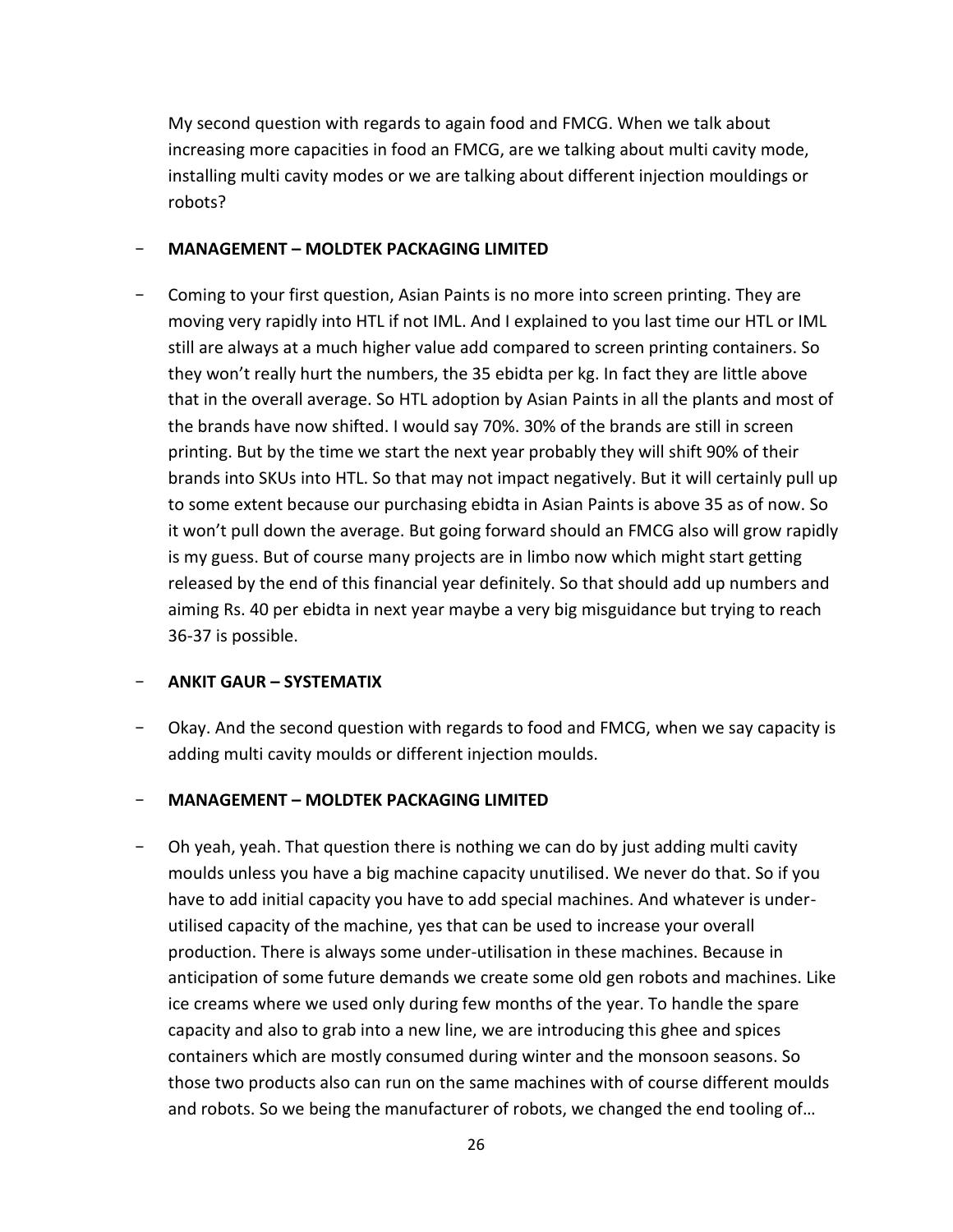My second question with regards to again food and FMCG. When we talk about increasing more capacities in food an FMCG, are we talking about multi cavity mode, installing multi cavity modes or we are talking about different injection mouldings or robots?

- **MANAGEMENT – MOLDTEK PACKAGING LIMITED**

- Coming to your first question, Asian Paints is no more into screen printing. They are moving very rapidly into HTL if not IML. And I explained to you last time our HTL or IML still are always at a much higher value add compared to screen printing containers. So they won't really hurt the numbers, the 35 ebidta per kg. In fact they are little above that in the overall average. So HTL adoption by Asian Paints in all the plants and most of the brands have now shifted. I would say 70%. 30% of the brands are still in screen printing. But by the time we start the next year probably they will shift 90% of their brands into SKUs into HTL. So that may not impact negatively. But it will certainly pull up to some extent because our purchasing ebidta in Asian Paints is above 35 as of now. So it won't pull down the average. But going forward should an FMCG also will grow rapidly is my guess. But of course many projects are in limbo now which might start getting released by the end of this financial year definitely. So that should add up numbers and aiming Rs. 40 per ebidta in next year maybe a very big misguidance but trying to reach 36-37 is possible.

- **ANKIT GAUR – SYSTEMATIX**

- Okay. And the second question with regards to food and FMCG, when we say capacity is adding multi cavity moulds or different injection moulds.

- **MANAGEMENT – MOLDTEK PACKAGING LIMITED**

- Oh yeah, yeah. That question there is nothing we can do by just adding multi cavity moulds unless you have a big machine capacity unutilised. We never do that. So if you have to add initial capacity you have to add special machines. And whatever is under-utilised capacity of the machine, yes that can be used to increase your overall production. There is always some under-utilisation in these machines. Because in anticipation of some future demands we create some old gen robots and machines. Like ice creams where we used only during few months of the year. To handle the spare capacity and also to grab into a new line, we are introducing this ghee and spices containers which are mostly consumed during winter and the monsoon seasons. So those two products also can run on the same machines with of course different moulds and robots. So we being the manufacturer of robots, we changed the end tooling of…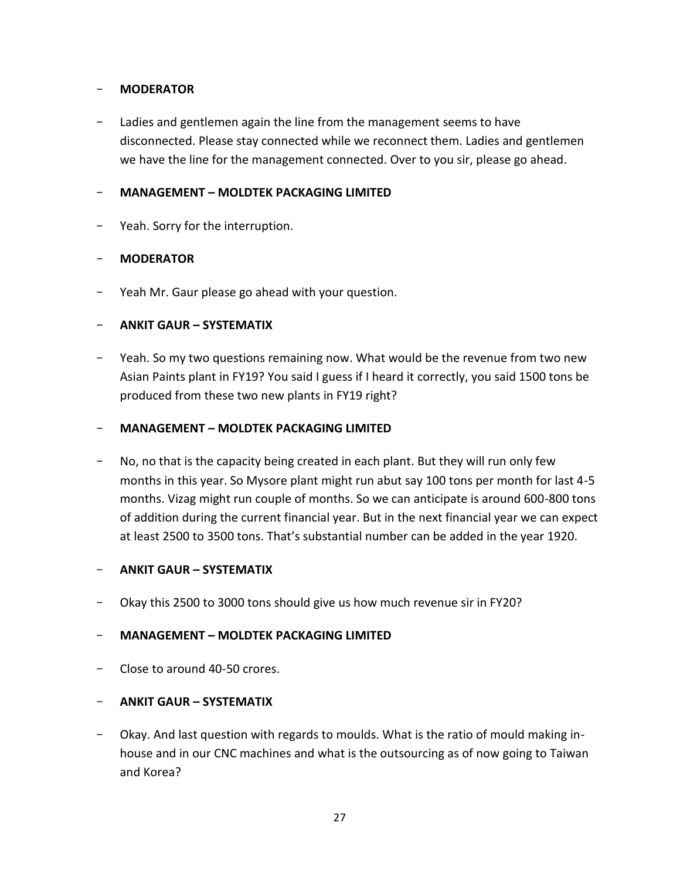- **MODERATOR**

- Ladies and gentlemen again the line from the management seems to have disconnected. Please stay connected while we reconnect them. Ladies and gentlemen we have the line for the management connected. Over to you sir, please go ahead.

- **MANAGEMENT – MOLDTEK PACKAGING LIMITED**

- Yeah. Sorry for the interruption.

- **MODERATOR**

- Yeah Mr. Gaur please go ahead with your question.

- **ANKIT GAUR – SYSTEMATIX**

- Yeah. So my two questions remaining now. What would be the revenue from two new Asian Paints plant in FY19? You said I guess if I heard it correctly, you said 1500 tons be produced from these two new plants in FY19 right?

- **MANAGEMENT – MOLDTEK PACKAGING LIMITED**

- No, no that is the capacity being created in each plant. But they will run only few months in this year. So Mysore plant might run abut say 100 tons per month for last 4-5 months. Vizag might run couple of months. So we can anticipate is around 600-800 tons of addition during the current financial year. But in the next financial year we can expect at least 2500 to 3500 tons. That's substantial number can be added in the year 1920.

- **ANKIT GAUR – SYSTEMATIX**

- Okay this 2500 to 3000 tons should give us how much revenue sir in FY20?

- **MANAGEMENT – MOLDTEK PACKAGING LIMITED**

- Close to around 40-50 crores.

- **ANKIT GAUR – SYSTEMATIX**

- Okay. And last question with regards to moulds. What is the ratio of mould making in-house and in our CNC machines and what is the outsourcing as of now going to Taiwan and Korea?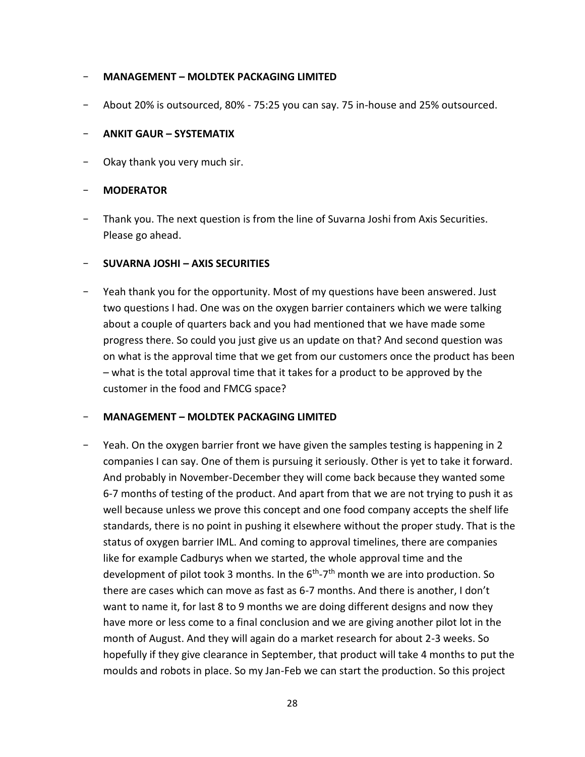- **MANAGEMENT – MOLDTEK PACKAGING LIMITED**

- About 20% is outsourced, 80% - 75:25 you can say. 75 in-house and 25% outsourced.

- **ANKIT GAUR – SYSTEMATIX**

- Okay thank you very much sir.

- **MODERATOR**

- Thank you. The next question is from the line of Suvarna Joshi from Axis Securities. Please go ahead.

- **SUVARNA JOSHI – AXIS SECURITIES**

- Yeah thank you for the opportunity. Most of my questions have been answered. Just two questions I had. One was on the oxygen barrier containers which we were talking about a couple of quarters back and you had mentioned that we have made some progress there. So could you just give us an update on that? And second question was on what is the approval time that we get from our customers once the product has been – what is the total approval time that it takes for a product to be approved by the customer in the food and FMCG space?

- **MANAGEMENT – MOLDTEK PACKAGING LIMITED**

- Yeah. On the oxygen barrier front we have given the samples testing is happening in 2 companies I can say. One of them is pursuing it seriously. Other is yet to take it forward. And probably in November-December they will come back because they wanted some 6-7 months of testing of the product. And apart from that we are not trying to push it as well because unless we prove this concept and one food company accepts the shelf life standards, there is no point in pushing it elsewhere without the proper study. That is the status of oxygen barrier IML. And coming to approval timelines, there are companies like for example Cadburys when we started, the whole approval time and the development of pilot took 3 months. In the 6th-7th month we are into production. So there are cases which can move as fast as 6-7 months. And there is another, I don't want to name it, for last 8 to 9 months we are doing different designs and now they have more or less come to a final conclusion and we are giving another pilot lot in the month of August. And they will again do a market research for about 2-3 weeks. So hopefully if they give clearance in September, that product will take 4 months to put the moulds and robots in place. So my Jan-Feb we can start the production. So this project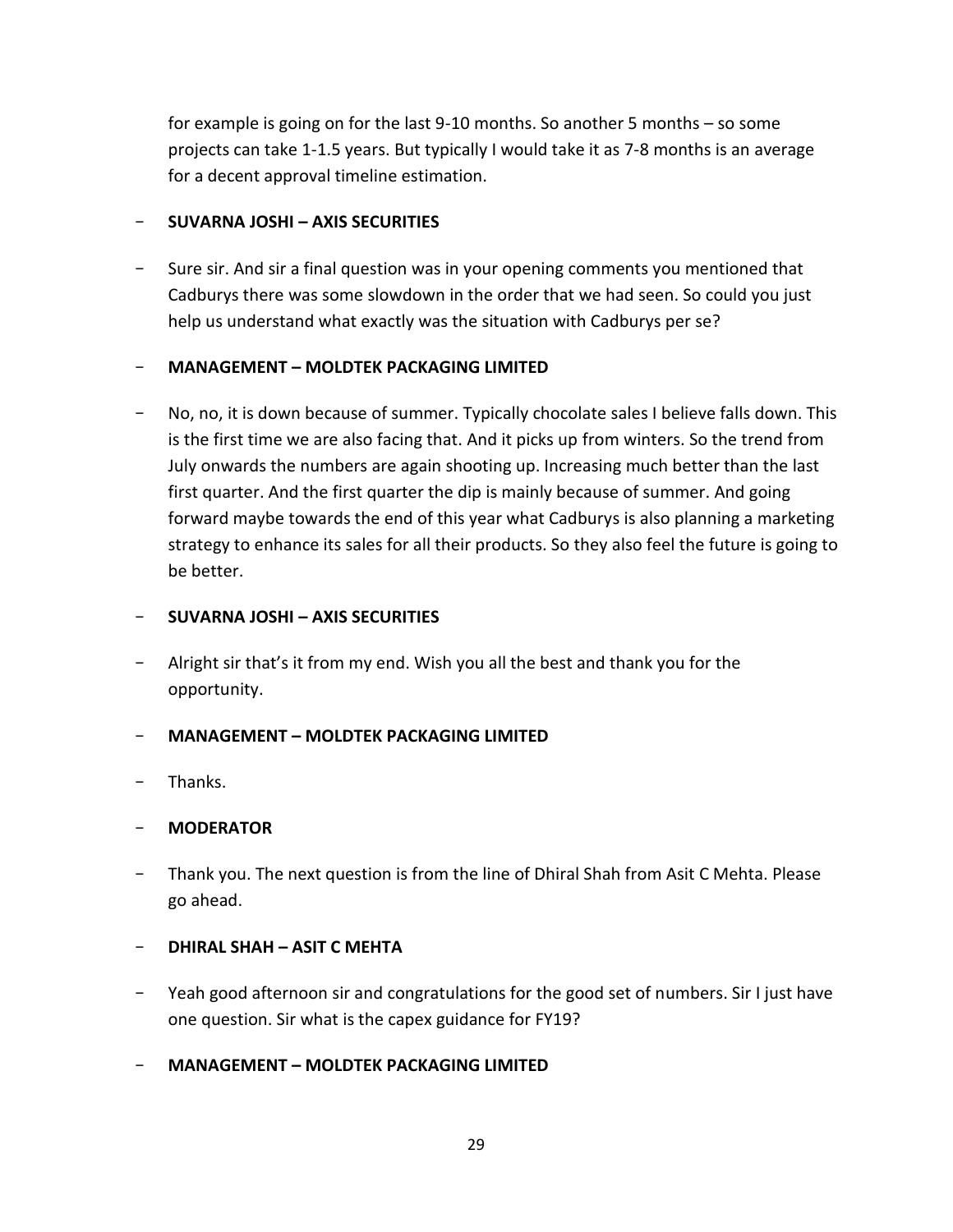for example is going on for the last 9-10 months. So another 5 months – so some projects can take 1-1.5 years. But typically I would take it as 7-8 months is an average for a decent approval timeline estimation.

- **SUVARNA JOSHI – AXIS SECURITIES**

- Sure sir. And sir a final question was in your opening comments you mentioned that Cadburys there was some slowdown in the order that we had seen. So could you just help us understand what exactly was the situation with Cadburys per se?

- **MANAGEMENT – MOLDTEK PACKAGING LIMITED**

- No, no, it is down because of summer. Typically chocolate sales I believe falls down. This is the first time we are also facing that. And it picks up from winters. So the trend from July onwards the numbers are again shooting up. Increasing much better than the last first quarter. And the first quarter the dip is mainly because of summer. And going forward maybe towards the end of this year what Cadburys is also planning a marketing strategy to enhance its sales for all their products. So they also feel the future is going to be better.

- **SUVARNA JOSHI – AXIS SECURITIES**

- Alright sir that's it from my end. Wish you all the best and thank you for the opportunity.

- **MANAGEMENT – MOLDTEK PACKAGING LIMITED**

- Thanks.

- **MODERATOR**

- Thank you. The next question is from the line of Dhiral Shah from Asit C Mehta. Please go ahead.

- **DHIRAL SHAH – ASIT C MEHTA**

- Yeah good afternoon sir and congratulations for the good set of numbers. Sir I just have one question. Sir what is the capex guidance for FY19?

- **MANAGEMENT – MOLDTEK PACKAGING LIMITED**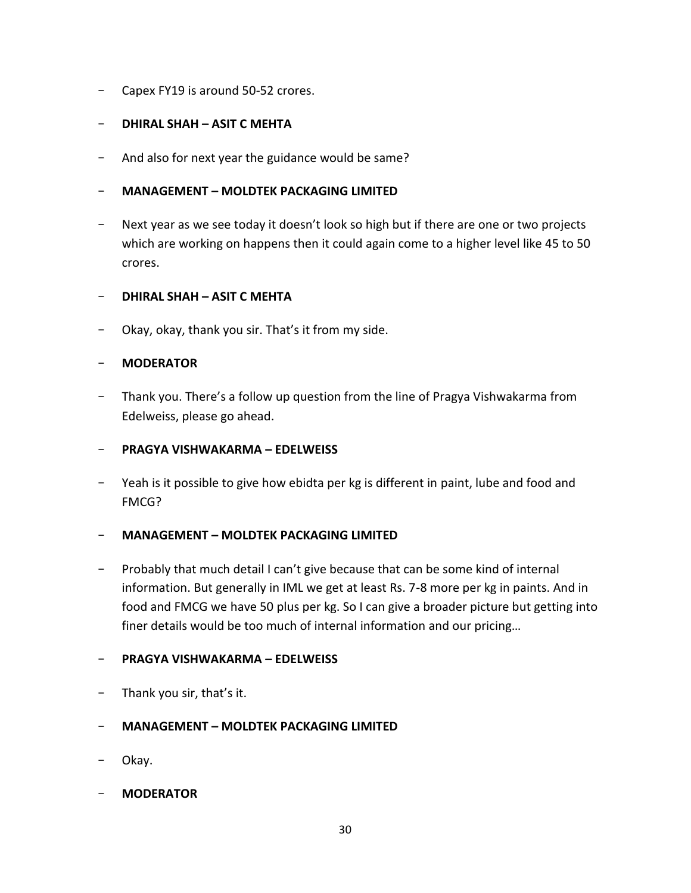- Capex FY19 is around 50-52 crores.

- **DHIRAL SHAH – ASIT C MEHTA**

- And also for next year the guidance would be same?

- **MANAGEMENT – MOLDTEK PACKAGING LIMITED**

- Next year as we see today it doesn't look so high but if there are one or two projects which are working on happens then it could again come to a higher level like 45 to 50 crores.

- **DHIRAL SHAH – ASIT C MEHTA**

- Okay, okay, thank you sir. That's it from my side.

- **MODERATOR**

- Thank you. There's a follow up question from the line of Pragya Vishwakarma from Edelweiss, please go ahead.

- **PRAGYA VISHWAKARMA – EDELWEISS**

- Yeah is it possible to give how ebidta per kg is different in paint, lube and food and FMCG?

- **MANAGEMENT – MOLDTEK PACKAGING LIMITED**

- Probably that much detail I can't give because that can be some kind of internal information. But generally in IML we get at least Rs. 7-8 more per kg in paints. And in food and FMCG we have 50 plus per kg. So I can give a broader picture but getting into finer details would be too much of internal information and our pricing…

- **PRAGYA VISHWAKARMA – EDELWEISS**

- Thank you sir, that's it.

- **MANAGEMENT – MOLDTEK PACKAGING LIMITED**

- Okay.

- **MODERATOR**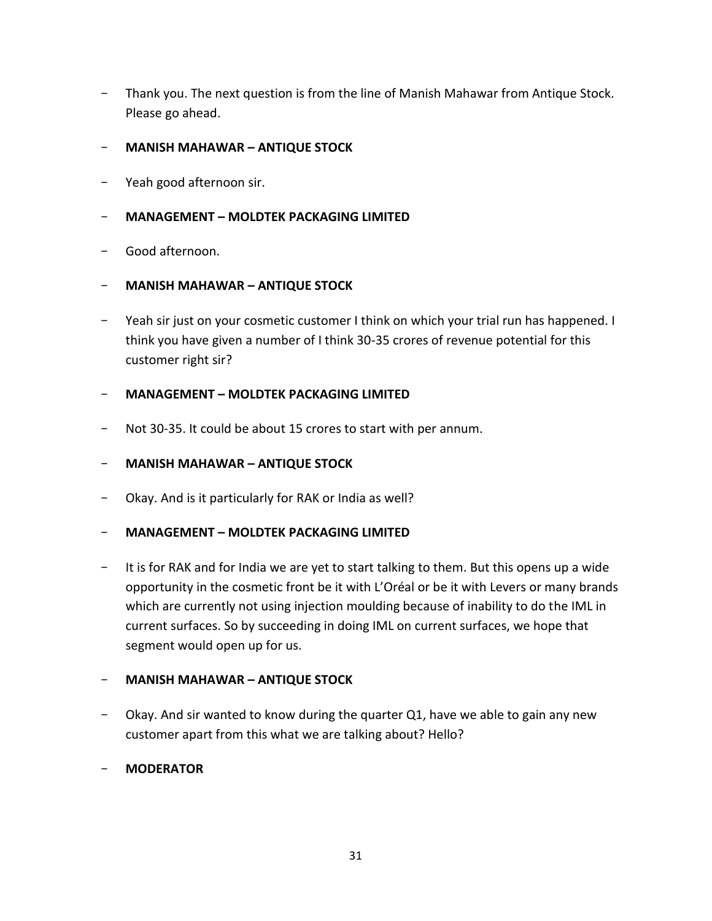- Thank you. The next question is from the line of Manish Mahawar from Antique Stock. Please go ahead.

- **MANISH MAHAWAR – ANTIQUE STOCK**

- Yeah good afternoon sir.

- **MANAGEMENT – MOLDTEK PACKAGING LIMITED**

- Good afternoon.

- **MANISH MAHAWAR – ANTIQUE STOCK**

- Yeah sir just on your cosmetic customer I think on which your trial run has happened. I think you have given a number of I think 30-35 crores of revenue potential for this customer right sir?

- **MANAGEMENT – MOLDTEK PACKAGING LIMITED**

- Not 30-35. It could be about 15 crores to start with per annum.

- **MANISH MAHAWAR – ANTIQUE STOCK**

- Okay. And is it particularly for RAK or India as well?

- **MANAGEMENT – MOLDTEK PACKAGING LIMITED**

- It is for RAK and for India we are yet to start talking to them. But this opens up a wide opportunity in the cosmetic front be it with L'Oréal or be it with Levers or many brands which are currently not using injection moulding because of inability to do the IML in current surfaces. So by succeeding in doing IML on current surfaces, we hope that segment would open up for us.

- **MANISH MAHAWAR – ANTIQUE STOCK**

- Okay. And sir wanted to know during the quarter Q1, have we able to gain any new customer apart from this what we are talking about? Hello?

- **MODERATOR**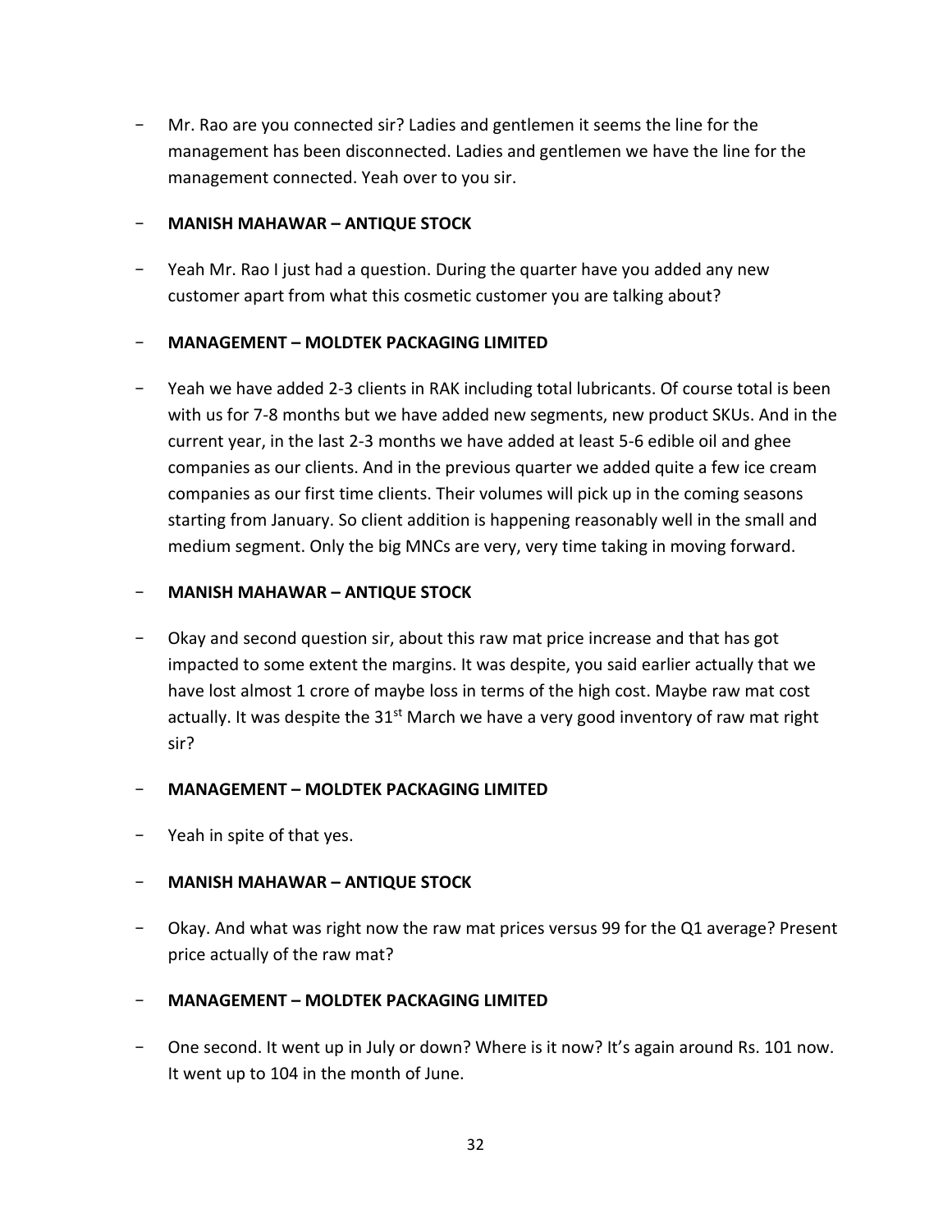- Mr. Rao are you connected sir? Ladies and gentlemen it seems the line for the management has been disconnected. Ladies and gentlemen we have the line for the management connected. Yeah over to you sir.

- **MANISH MAHAWAR – ANTIQUE STOCK**

- Yeah Mr. Rao I just had a question. During the quarter have you added any new customer apart from what this cosmetic customer you are talking about?

- **MANAGEMENT – MOLDTEK PACKAGING LIMITED**

- Yeah we have added 2-3 clients in RAK including total lubricants. Of course total is been with us for 7-8 months but we have added new segments, new product SKUs. And in the current year, in the last 2-3 months we have added at least 5-6 edible oil and ghee companies as our clients. And in the previous quarter we added quite a few ice cream companies as our first time clients. Their volumes will pick up in the coming seasons starting from January. So client addition is happening reasonably well in the small and medium segment. Only the big MNCs are very, very time taking in moving forward.

- **MANISH MAHAWAR – ANTIQUE STOCK**

- Okay and second question sir, about this raw mat price increase and that has got impacted to some extent the margins. It was despite, you said earlier actually that we have lost almost 1 crore of maybe loss in terms of the high cost. Maybe raw mat cost actually. It was despite the 31st March we have a very good inventory of raw mat right sir?

- **MANAGEMENT – MOLDTEK PACKAGING LIMITED**

- Yeah in spite of that yes.

- **MANISH MAHAWAR – ANTIQUE STOCK**

- Okay. And what was right now the raw mat prices versus 99 for the Q1 average? Present price actually of the raw mat?

- **MANAGEMENT – MOLDTEK PACKAGING LIMITED**

- One second. It went up in July or down? Where is it now? It's again around Rs. 101 now. It went up to 104 in the month of June.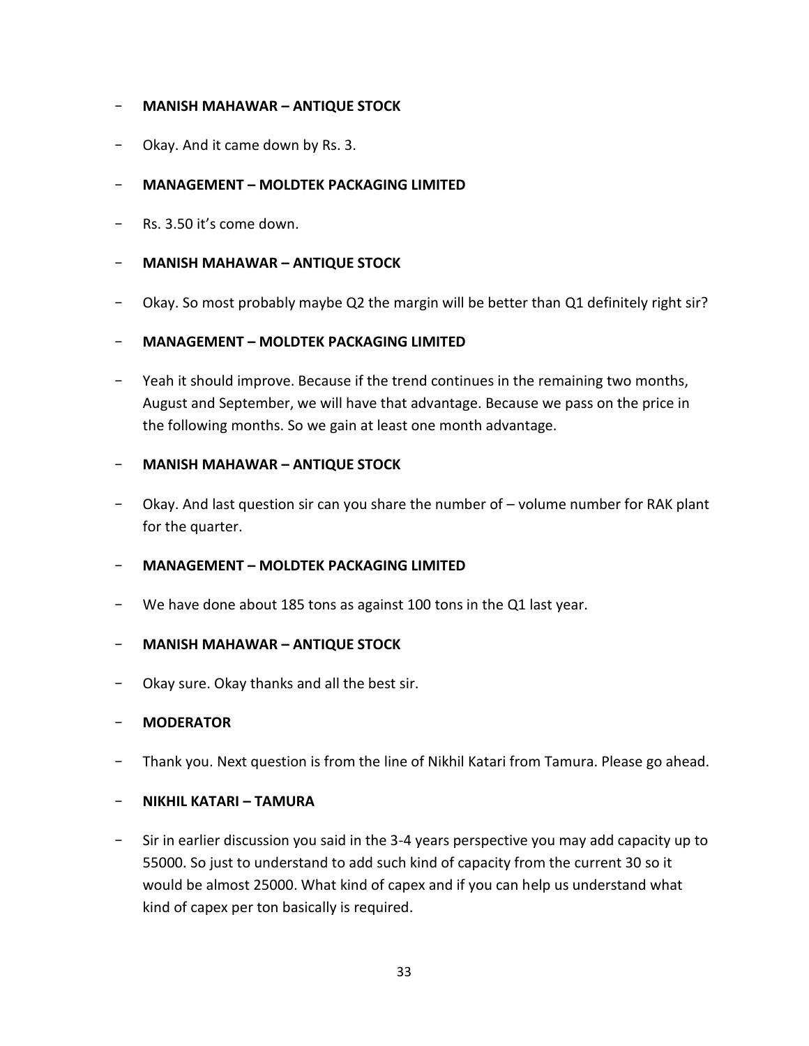- **MANISH MAHAWAR – ANTIQUE STOCK**

- Okay. And it came down by Rs. 3.

- **MANAGEMENT – MOLDTEK PACKAGING LIMITED**

- Rs. 3.50 it's come down.

- **MANISH MAHAWAR – ANTIQUE STOCK**

- Okay. So most probably maybe Q2 the margin will be better than Q1 definitely right sir?

- **MANAGEMENT – MOLDTEK PACKAGING LIMITED**

- Yeah it should improve. Because if the trend continues in the remaining two months, August and September, we will have that advantage. Because we pass on the price in the following months. So we gain at least one month advantage.

- **MANISH MAHAWAR – ANTIQUE STOCK**

- Okay. And last question sir can you share the number of – volume number for RAK plant for the quarter.

- **MANAGEMENT – MOLDTEK PACKAGING LIMITED**

- We have done about 185 tons as against 100 tons in the Q1 last year.

- **MANISH MAHAWAR – ANTIQUE STOCK**

- Okay sure. Okay thanks and all the best sir.

- **MODERATOR**

- Thank you. Next question is from the line of Nikhil Katari from Tamura. Please go ahead.

- **NIKHIL KATARI – TAMURA**

- Sir in earlier discussion you said in the 3-4 years perspective you may add capacity up to 55000. So just to understand to add such kind of capacity from the current 30 so it would be almost 25000. What kind of capex and if you can help us understand what kind of capex per ton basically is required.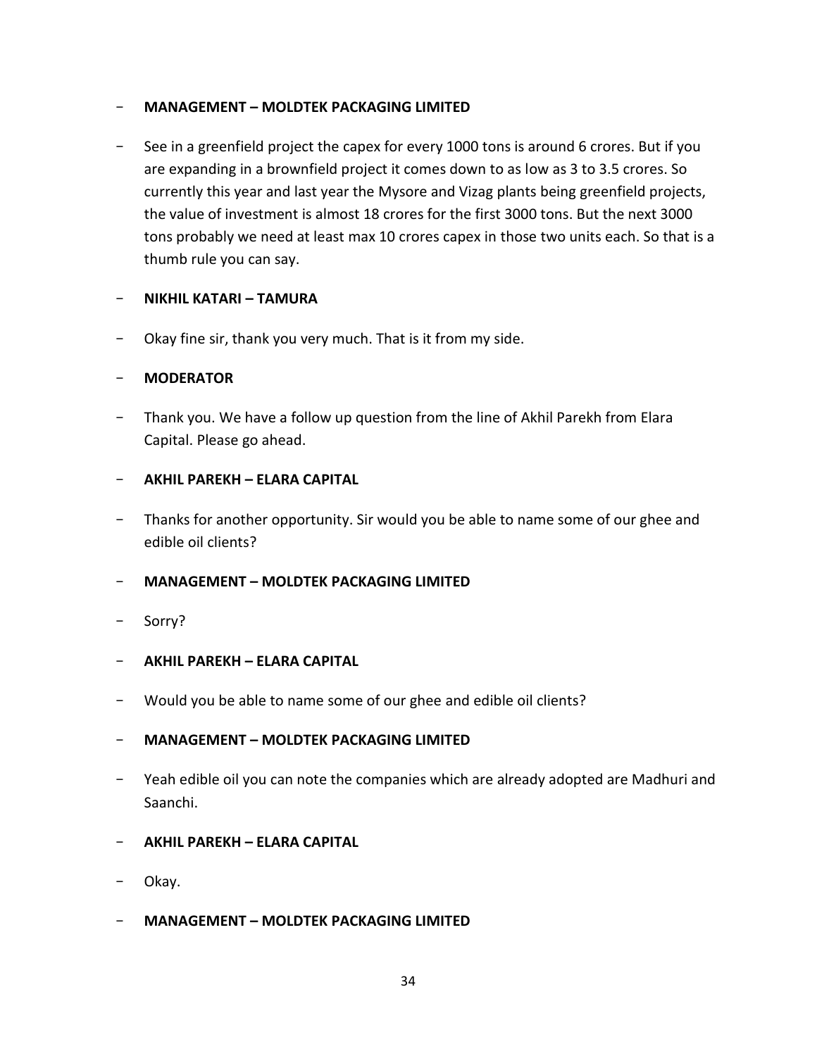- **MANAGEMENT – MOLDTEK PACKAGING LIMITED**

- See in a greenfield project the capex for every 1000 tons is around 6 crores. But if you are expanding in a brownfield project it comes down to as low as 3 to 3.5 crores. So currently this year and last year the Mysore and Vizag plants being greenfield projects, the value of investment is almost 18 crores for the first 3000 tons. But the next 3000 tons probably we need at least max 10 crores capex in those two units each. So that is a thumb rule you can say.

- **NIKHIL KATARI – TAMURA**

- Okay fine sir, thank you very much. That is it from my side.

- **MODERATOR**

- Thank you. We have a follow up question from the line of Akhil Parekh from Elara Capital. Please go ahead.

- **AKHIL PAREKH – ELARA CAPITAL**

- Thanks for another opportunity. Sir would you be able to name some of our ghee and edible oil clients?

- **MANAGEMENT – MOLDTEK PACKAGING LIMITED**

- Sorry?

- **AKHIL PAREKH – ELARA CAPITAL**

- Would you be able to name some of our ghee and edible oil clients?

- **MANAGEMENT – MOLDTEK PACKAGING LIMITED**

- Yeah edible oil you can note the companies which are already adopted are Madhuri and Saanchi.

- **AKHIL PAREKH – ELARA CAPITAL**

- Okay.

- **MANAGEMENT – MOLDTEK PACKAGING LIMITED**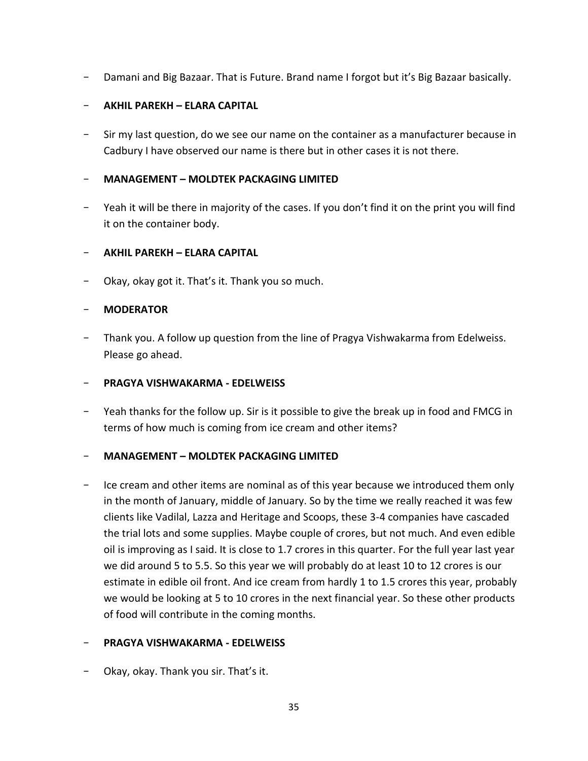- Damani and Big Bazaar. That is Future. Brand name I forgot but it's Big Bazaar basically.

- **AKHIL PAREKH – ELARA CAPITAL**

- Sir my last question, do we see our name on the container as a manufacturer because in Cadbury I have observed our name is there but in other cases it is not there.

- **MANAGEMENT – MOLDTEK PACKAGING LIMITED**

- Yeah it will be there in majority of the cases. If you don't find it on the print you will find it on the container body.

- **AKHIL PAREKH – ELARA CAPITAL**

- Okay, okay got it. That's it. Thank you so much.

- **MODERATOR**

- Thank you. A follow up question from the line of Pragya Vishwakarma from Edelweiss. Please go ahead.

- **PRAGYA VISHWAKARMA - EDELWEISS**

- Yeah thanks for the follow up. Sir is it possible to give the break up in food and FMCG in terms of how much is coming from ice cream and other items?

- **MANAGEMENT – MOLDTEK PACKAGING LIMITED**

- Ice cream and other items are nominal as of this year because we introduced them only in the month of January, middle of January. So by the time we really reached it was few clients like Vadilal, Lazza and Heritage and Scoops, these 3-4 companies have cascaded the trial lots and some supplies. Maybe couple of crores, but not much. And even edible oil is improving as I said. It is close to 1.7 crores in this quarter. For the full year last year we did around 5 to 5.5. So this year we will probably do at least 10 to 12 crores is our estimate in edible oil front. And ice cream from hardly 1 to 1.5 crores this year, probably we would be looking at 5 to 10 crores in the next financial year. So these other products of food will contribute in the coming months.

- **PRAGYA VISHWAKARMA - EDELWEISS**

- Okay, okay. Thank you sir. That's it.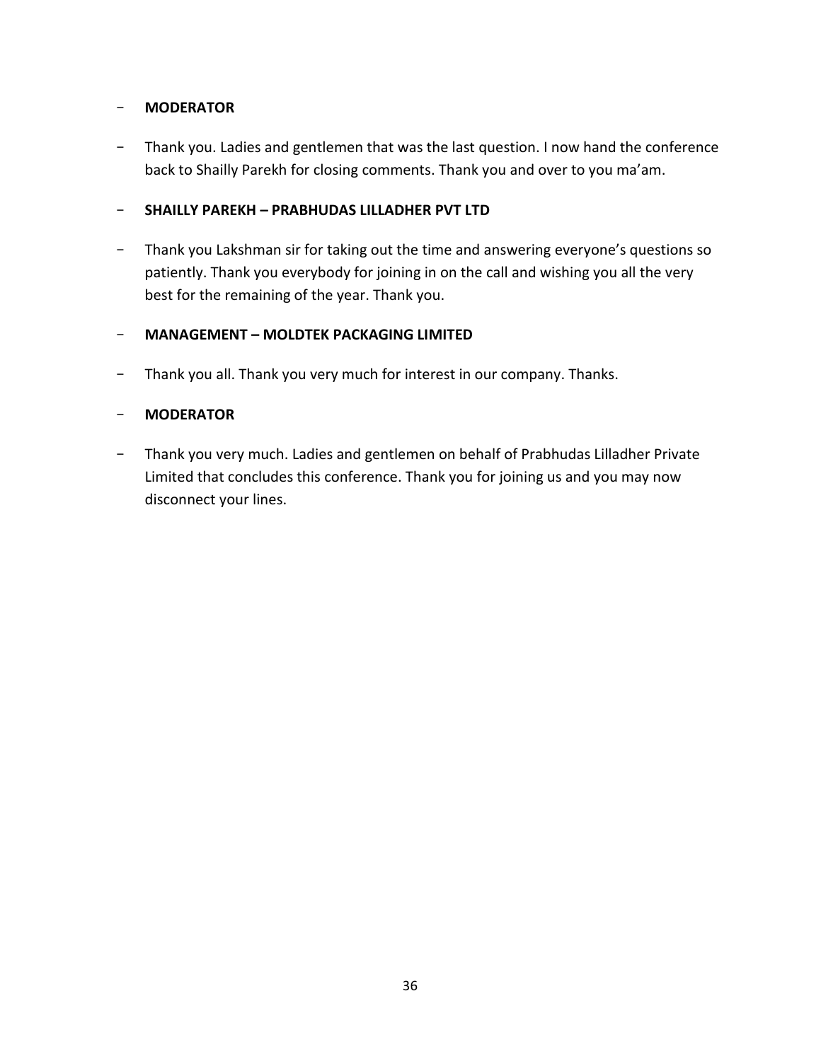- **MODERATOR**

- Thank you. Ladies and gentlemen that was the last question. I now hand the conference back to Shailly Parekh for closing comments. Thank you and over to you ma'am.

- **SHAILLY PAREKH – PRABHUDAS LILLADHER PVT LTD**

- Thank you Lakshman sir for taking out the time and answering everyone's questions so patiently. Thank you everybody for joining in on the call and wishing you all the very best for the remaining of the year. Thank you.

- **MANAGEMENT – MOLDTEK PACKAGING LIMITED**

- Thank you all. Thank you very much for interest in our company. Thanks.

- **MODERATOR**

- Thank you very much. Ladies and gentlemen on behalf of Prabhudas Lilladher Private Limited that concludes this conference. Thank you for joining us and you may now disconnect your lines.